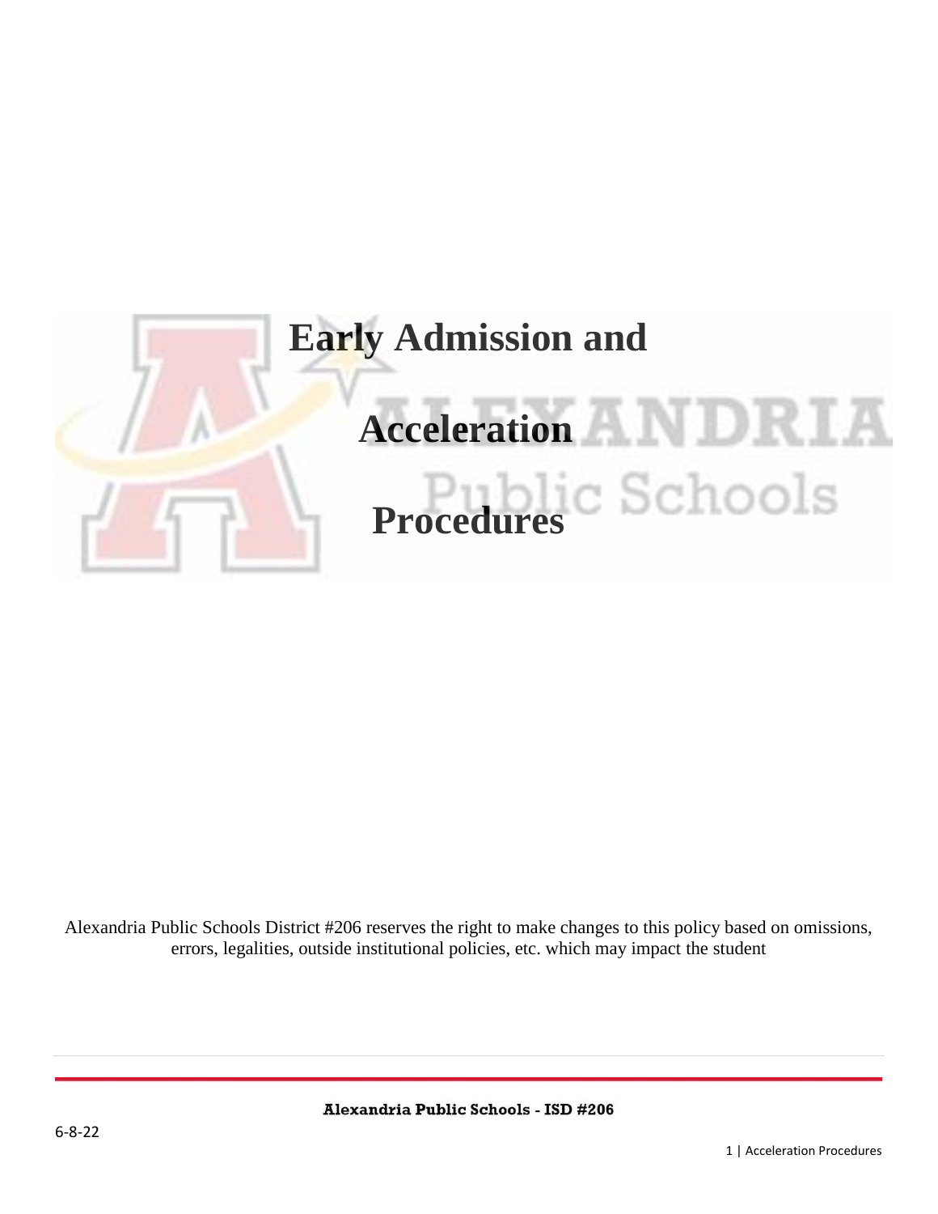# Early Admission and Acceleration Procedures

Alexandria Public Schools District #206 reserves the right to make changes to this policy based on omissions, errors, legalities, outside institutional policies, etc. which may impact the student

Alexandria Public Schools - ISD #206

6-8-22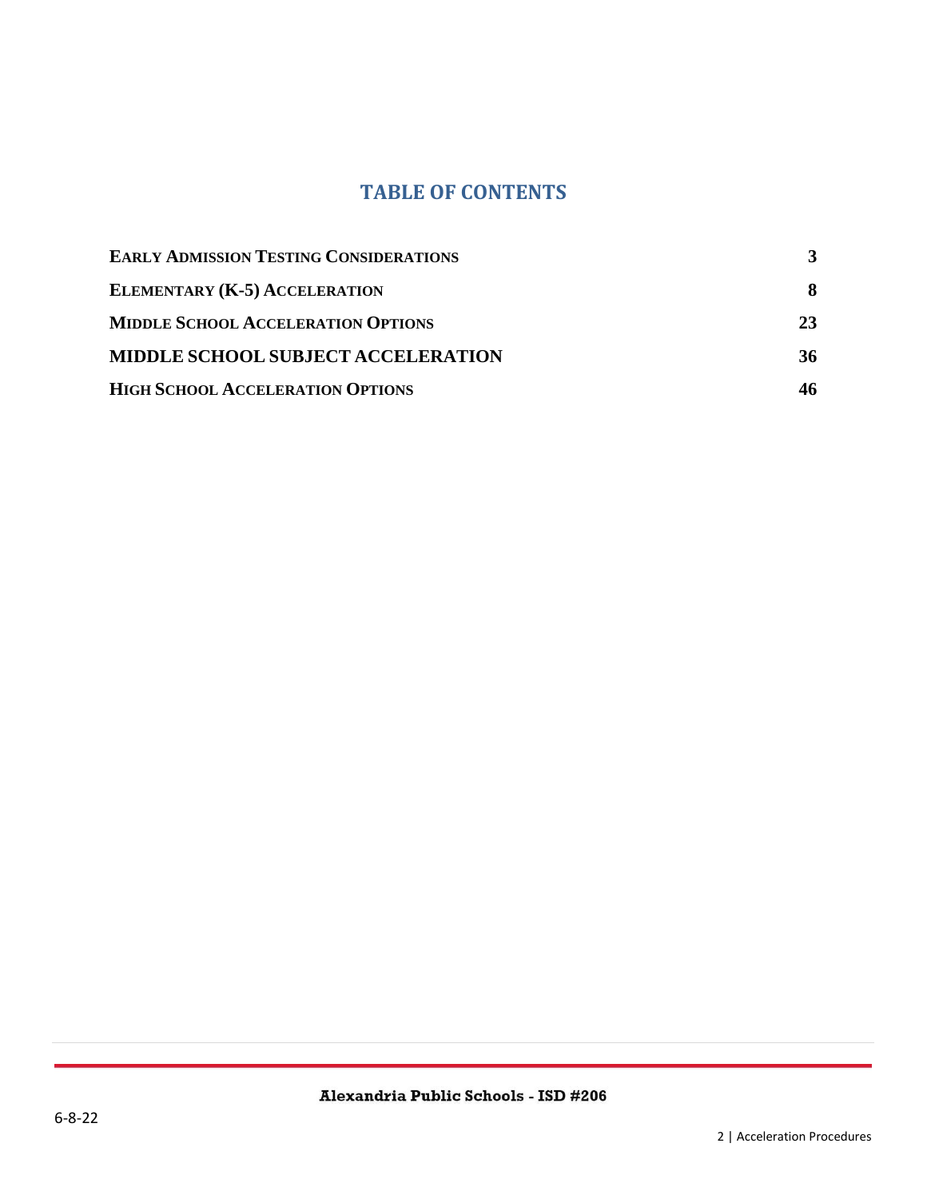# TABLE OF CONTENTS

| | |
|---|---|
| **EARLY ADMISSION TESTING CONSIDERATIONS** | **3** |
| **ELEMENTARY (K-5) ACCELERATION** | **8** |
| **MIDDLE SCHOOL ACCELERATION OPTIONS** | **23** |
| **MIDDLE SCHOOL SUBJECT ACCELERATION** | **36** |
| **HIGH SCHOOL ACCELERATION OPTIONS** | **46** |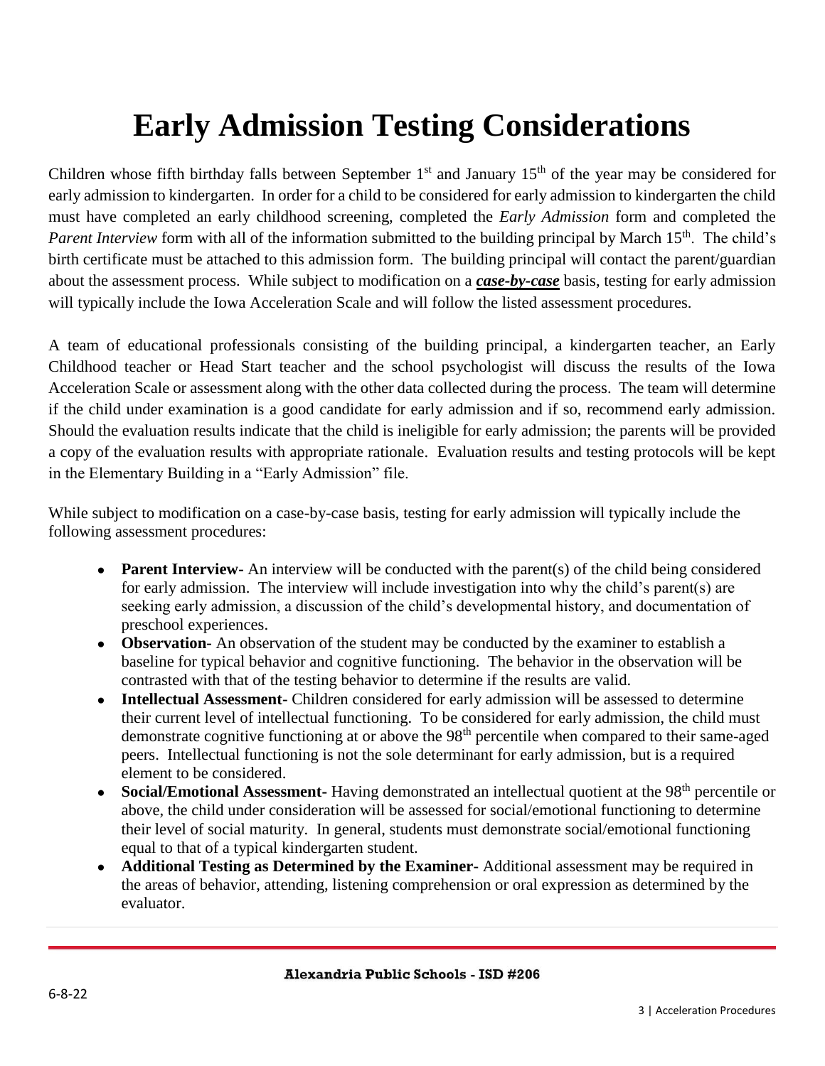# Early Admission Testing Considerations

Children whose fifth birthday falls between September 1st and January 15th of the year may be considered for early admission to kindergarten. In order for a child to be considered for early admission to kindergarten the child must have completed an early childhood screening, completed the *Early Admission* form and completed the *Parent Interview* form with all of the information submitted to the building principal by March 15th. The child's birth certificate must be attached to this admission form. The building principal will contact the parent/guardian about the assessment process. While subject to modification on a ***case-by-case*** basis, testing for early admission will typically include the Iowa Acceleration Scale and will follow the listed assessment procedures.

A team of educational professionals consisting of the building principal, a kindergarten teacher, an Early Childhood teacher or Head Start teacher and the school psychologist will discuss the results of the Iowa Acceleration Scale or assessment along with the other data collected during the process. The team will determine if the child under examination is a good candidate for early admission and if so, recommend early admission. Should the evaluation results indicate that the child is ineligible for early admission; the parents will be provided a copy of the evaluation results with appropriate rationale. Evaluation results and testing protocols will be kept in the Elementary Building in a "Early Admission" file.

While subject to modification on a case-by-case basis, testing for early admission will typically include the following assessment procedures:

- **Parent Interview-** An interview will be conducted with the parent(s) of the child being considered for early admission. The interview will include investigation into why the child's parent(s) are seeking early admission, a discussion of the child's developmental history, and documentation of preschool experiences.
- **Observation-** An observation of the student may be conducted by the examiner to establish a baseline for typical behavior and cognitive functioning. The behavior in the observation will be contrasted with that of the testing behavior to determine if the results are valid.
- **Intellectual Assessment-** Children considered for early admission will be assessed to determine their current level of intellectual functioning. To be considered for early admission, the child must demonstrate cognitive functioning at or above the 98th percentile when compared to their same-aged peers. Intellectual functioning is not the sole determinant for early admission, but is a required element to be considered.
- **Social/Emotional Assessment-** Having demonstrated an intellectual quotient at the 98th percentile or above, the child under consideration will be assessed for social/emotional functioning to determine their level of social maturity. In general, students must demonstrate social/emotional functioning equal to that of a typical kindergarten student.
- **Additional Testing as Determined by the Examiner-** Additional assessment may be required in the areas of behavior, attending, listening comprehension or oral expression as determined by the evaluator.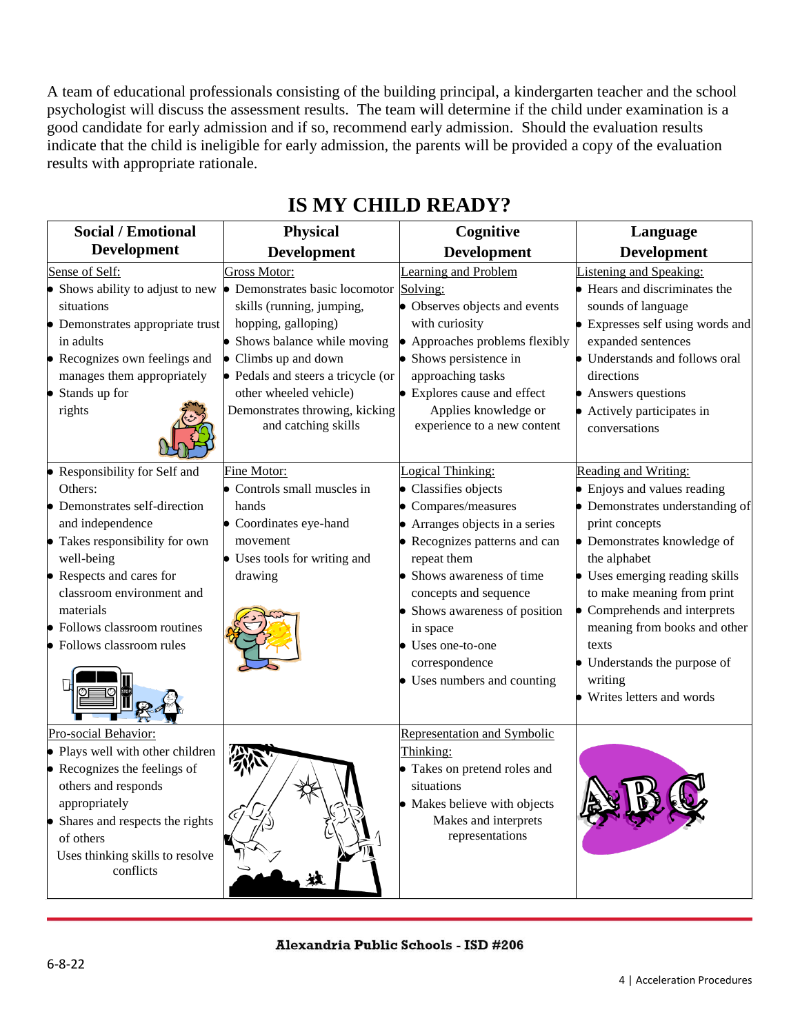A team of educational professionals consisting of the building principal, a kindergarten teacher and the school psychologist will discuss the assessment results. The team will determine if the child under examination is a good candidate for early admission and if so, recommend early admission. Should the evaluation results indicate that the child is ineligible for early admission, the parents will be provided a copy of the evaluation results with appropriate rationale.

## IS MY CHILD READY?

| Social / Emotional Development | Physical Development | Cognitive Development | Language Development |
|---|---|---|---|
| Sense of Self:<br>• Shows ability to adjust to new situations<br>• Demonstrates appropriate trust in adults<br>• Recognizes own feelings and manages them appropriately<br>• Stands up for rights | Gross Motor:<br>• Demonstrates basic locomotor skills (running, jumping, hopping, galloping)<br>• Shows balance while moving<br>• Climbs up and down<br>• Pedals and steers a tricycle (or other wheeled vehicle)<br>Demonstrates throwing, kicking and catching skills | Learning and Problem Solving:<br>• Observes objects and events with curiosity<br>• Approaches problems flexibly<br>• Shows persistence in approaching tasks<br>• Explores cause and effect<br>Applies knowledge or experience to a new content | Listening and Speaking:<br>• Hears and discriminates the sounds of language<br>• Expresses self using words and expanded sentences<br>• Understands and follows oral directions<br>• Answers questions<br>• Actively participates in conversations |
| • Responsibility for Self and Others:<br>• Demonstrates self-direction and independence<br>• Takes responsibility for own well-being<br>• Respects and cares for classroom environment and materials<br>• Follows classroom routines<br>• Follows classroom rules | Fine Motor:<br>• Controls small muscles in hands<br>• Coordinates eye-hand movement<br>• Uses tools for writing and drawing | Logical Thinking:<br>• Classifies objects<br>• Compares/measures<br>• Arranges objects in a series<br>• Recognizes patterns and can repeat them<br>• Shows awareness of time concepts and sequence<br>• Shows awareness of position in space<br>• Uses one-to-one correspondence<br>• Uses numbers and counting | Reading and Writing:<br>• Enjoys and values reading<br>• Demonstrates understanding of print concepts<br>• Demonstrates knowledge of the alphabet<br>• Uses emerging reading skills to make meaning from print<br>• Comprehends and interprets meaning from books and other texts<br>• Understands the purpose of writing<br>• Writes letters and words |
| Pro-social Behavior:<br>• Plays well with other children<br>• Recognizes the feelings of others and responds appropriately<br>• Shares and respects the rights of others<br>Uses thinking skills to resolve conflicts | | Representation and Symbolic Thinking:<br>• Takes on pretend roles and situations<br>• Makes believe with objects<br>Makes and interprets representations | |

Alexandria Public Schools - ISD #206

6-8-22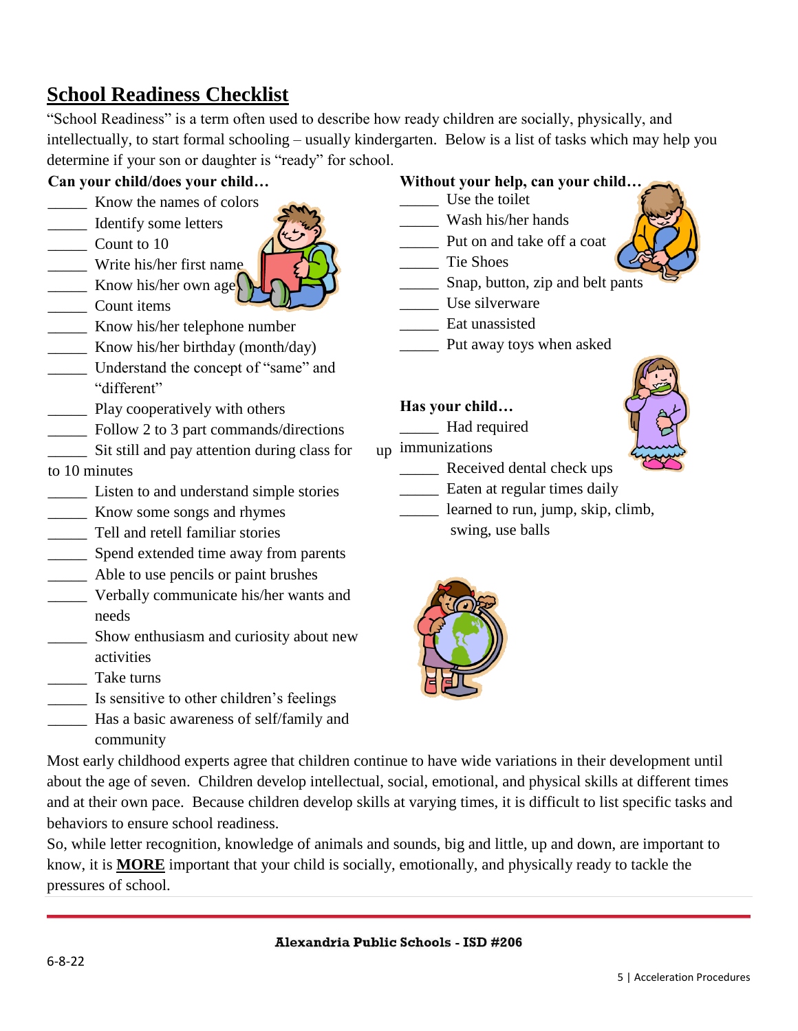## School Readiness Checklist

"School Readiness" is a term often used to describe how ready children are socially, physically, and intellectually, to start formal schooling – usually kindergarten. Below is a list of tasks which may help you determine if your son or daughter is "ready" for school.

**Can your child/does your child…**

_____ Know the names of colors
_____ Identify some letters
_____ Count to 10
_____ Write his/her first name
_____ Know his/her own age
_____ Count items
_____ Know his/her telephone number
_____ Know his/her birthday (month/day)
_____ Understand the concept of "same" and "different"
_____ Play cooperatively with others
_____ Follow 2 to 3 part commands/directions
_____ Sit still and pay attention during class for up to 10 minutes
_____ Listen to and understand simple stories
_____ Know some songs and rhymes
_____ Tell and retell familiar stories
_____ Spend extended time away from parents
_____ Able to use pencils or paint brushes
_____ Verbally communicate his/her wants and needs
_____ Show enthusiasm and curiosity about new activities
_____ Take turns
_____ Is sensitive to other children's feelings
_____ Has a basic awareness of self/family and community

**Without your help, can your child…**

_____ Use the toilet
_____ Wash his/her hands
_____ Put on and take off a coat
_____ Tie Shoes
_____ Snap, button, zip and belt pants
_____ Use silverware
_____ Eat unassisted
_____ Put away toys when asked

**Has your child…**

_____ Had required immunizations
_____ Received dental check ups
_____ Eaten at regular times daily
_____ learned to run, jump, skip, climb, swing, use balls

Most early childhood experts agree that children continue to have wide variations in their development until about the age of seven. Children develop intellectual, social, emotional, and physical skills at different times and at their own pace. Because children develop skills at varying times, it is difficult to list specific tasks and behaviors to ensure school readiness.

So, while letter recognition, knowledge of animals and sounds, big and little, up and down, are important to know, it is **MORE** important that your child is socially, emotionally, and physically ready to tackle the pressures of school.

**Alexandria Public Schools - ISD #206**

6-8-22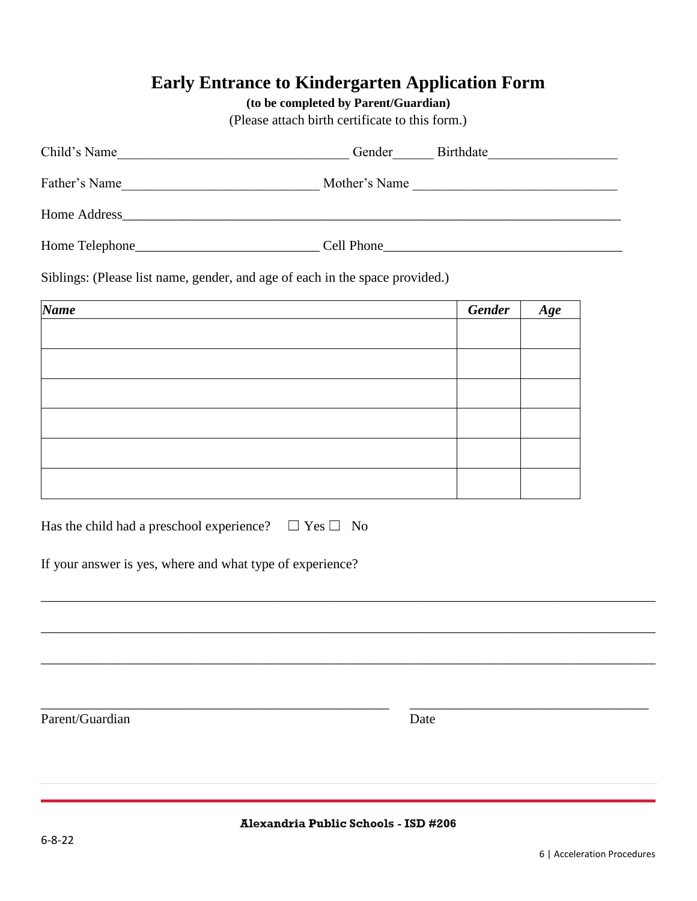# Early Entrance to Kindergarten Application Form

**(to be completed by Parent/Guardian)**

(Please attach birth certificate to this form.)

Child's Name_________________________________ Gender______ Birthdate__________________

Father's Name____________________________ Mother's Name _____________________________

Home Address___________________________________________________________________________

Home Telephone__________________________ Cell Phone__________________________________

Siblings: (Please list name, gender, and age of each in the space provided.)

| ***Name*** | ***Gender*** | ***Age*** |
|---|---|---|
| | | |
| | | |
| | | |
| | | |
| | | |
| | | |

Has the child had a preschool experience? ☐ Yes ☐ No

If your answer is yes, where and what type of experience?

_____________________________________________________________________________________

_____________________________________________________________________________________

_____________________________________________________________________________________

_____________________________________________ ____________________________

Parent/Guardian Date

**Alexandria Public Schools - ISD #206**

6-8-22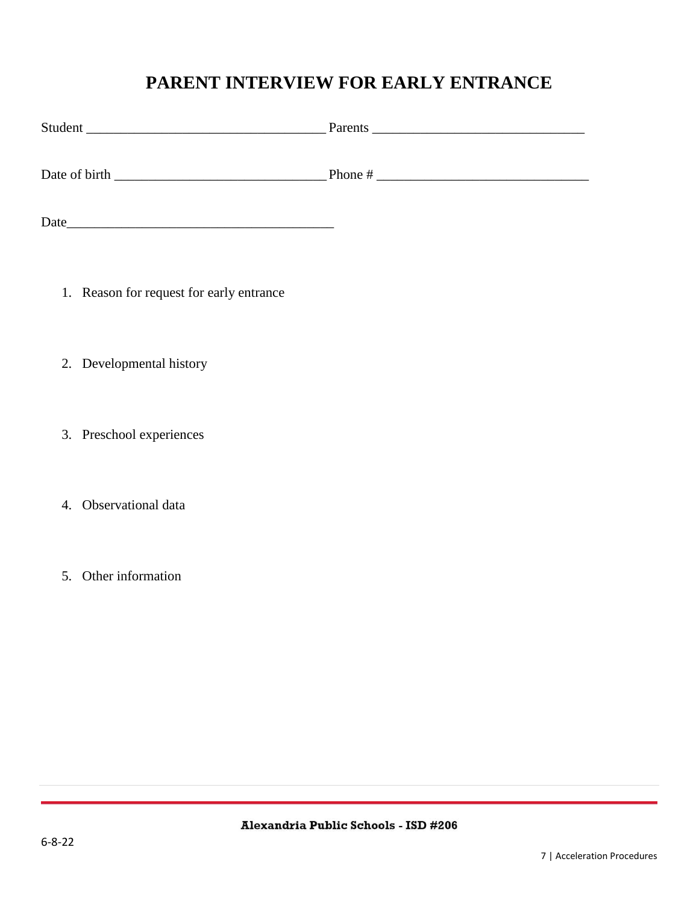# PARENT INTERVIEW FOR EARLY ENTRANCE

Student ___________________________________ Parents ______________________________

Date of birth ______________________________ Phone # ______________________________

Date_______________________________________

1. Reason for request for early entrance

2. Developmental history

3. Preschool experiences

4. Observational data

5. Other information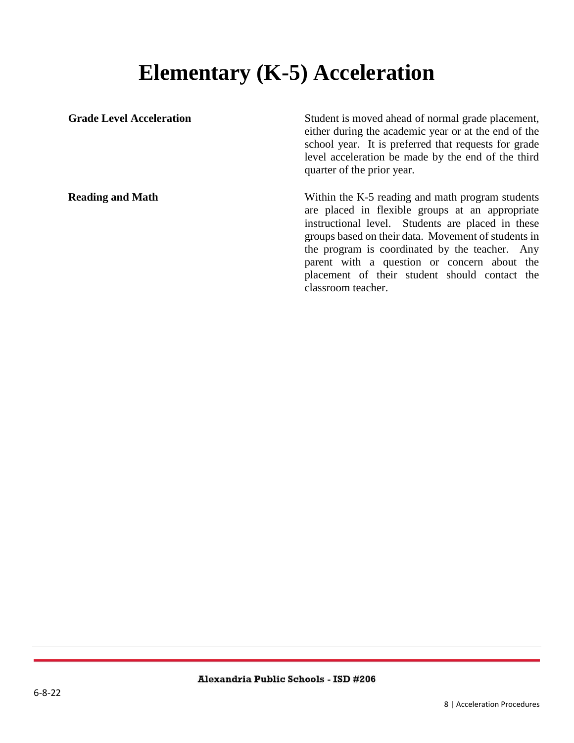# Elementary (K-5) Acceleration

**Grade Level Acceleration**

Student is moved ahead of normal grade placement, either during the academic year or at the end of the school year. It is preferred that requests for grade level acceleration be made by the end of the third quarter of the prior year.

**Reading and Math**

Within the K-5 reading and math program students are placed in flexible groups at an appropriate instructional level. Students are placed in these groups based on their data. Movement of students in the program is coordinated by the teacher. Any parent with a question or concern about the placement of their student should contact the classroom teacher.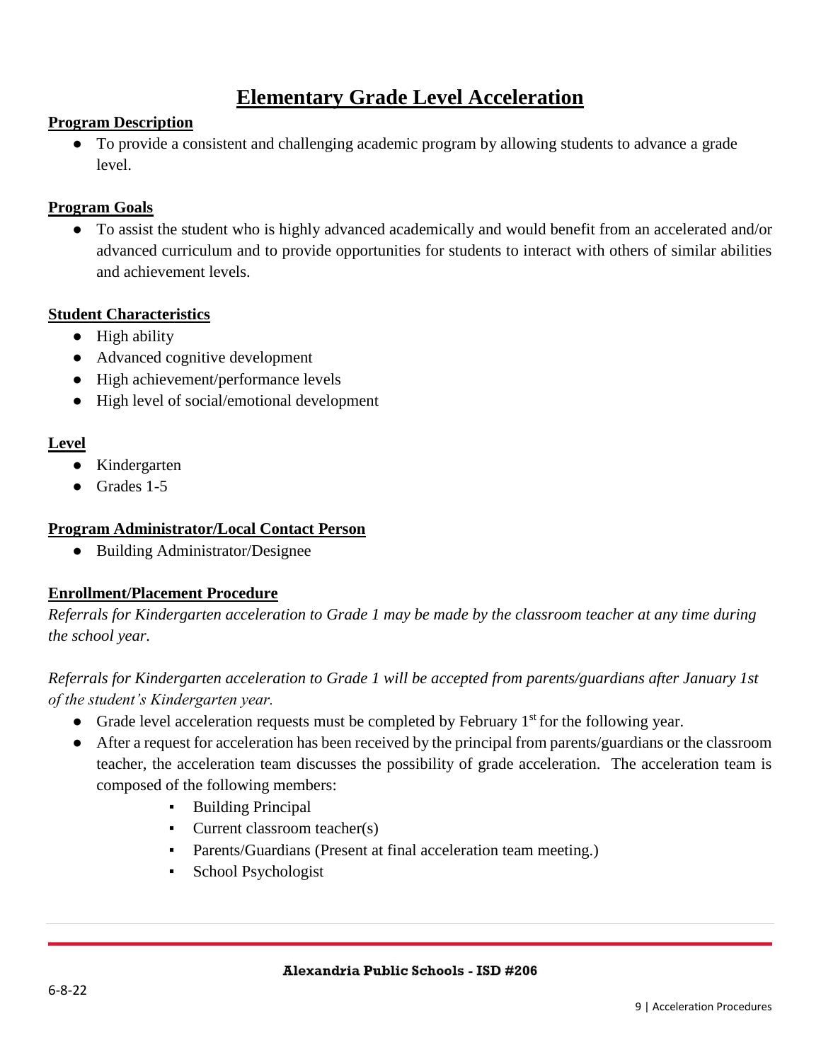# Elementary Grade Level Acceleration

**Program Description**

- To provide a consistent and challenging academic program by allowing students to advance a grade level.

**Program Goals**

- To assist the student who is highly advanced academically and would benefit from an accelerated and/or advanced curriculum and to provide opportunities for students to interact with others of similar abilities and achievement levels.

**Student Characteristics**

- High ability
- Advanced cognitive development
- High achievement/performance levels
- High level of social/emotional development

**Level**

- Kindergarten
- Grades 1-5

**Program Administrator/Local Contact Person**

- Building Administrator/Designee

**Enrollment/Placement Procedure**

*Referrals for Kindergarten acceleration to Grade 1 may be made by the classroom teacher at any time during the school year.*

*Referrals for Kindergarten acceleration to Grade 1 will be accepted from parents/guardians after January 1st of the student's Kindergarten year.*

- Grade level acceleration requests must be completed by February 1st for the following year.
- After a request for acceleration has been received by the principal from parents/guardians or the classroom teacher, the acceleration team discusses the possibility of grade acceleration. The acceleration team is composed of the following members:
  - Building Principal
  - Current classroom teacher(s)
  - Parents/Guardians (Present at final acceleration team meeting.)
  - School Psychologist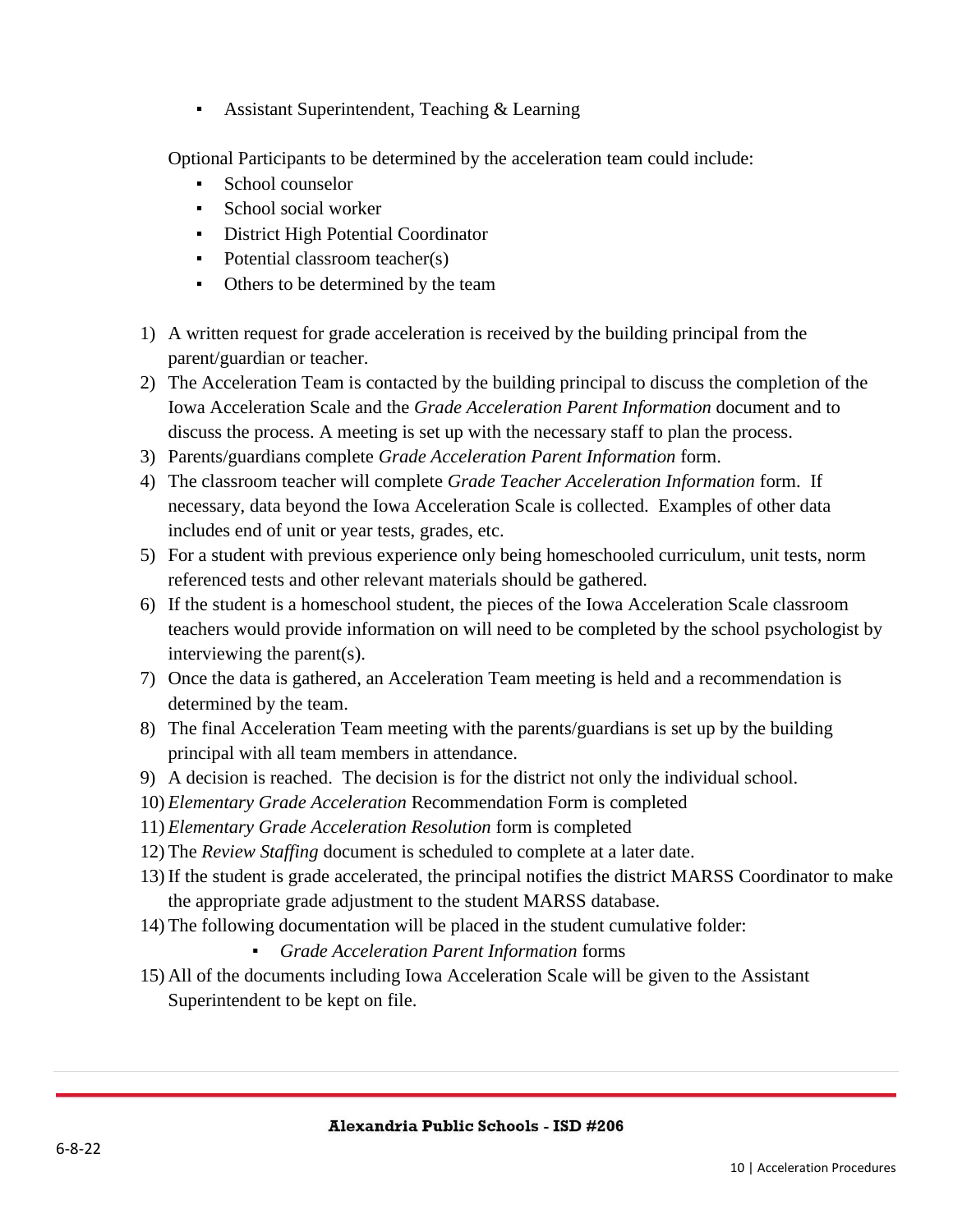- Assistant Superintendent, Teaching & Learning

Optional Participants to be determined by the acceleration team could include:

- School counselor
- School social worker
- District High Potential Coordinator
- Potential classroom teacher(s)
- Others to be determined by the team

1) A written request for grade acceleration is received by the building principal from the parent/guardian or teacher.
2) The Acceleration Team is contacted by the building principal to discuss the completion of the Iowa Acceleration Scale and the *Grade Acceleration Parent Information* document and to discuss the process. A meeting is set up with the necessary staff to plan the process.
3) Parents/guardians complete *Grade Acceleration Parent Information* form.
4) The classroom teacher will complete *Grade Teacher Acceleration Information* form. If necessary, data beyond the Iowa Acceleration Scale is collected. Examples of other data includes end of unit or year tests, grades, etc.
5) For a student with previous experience only being homeschooled curriculum, unit tests, norm referenced tests and other relevant materials should be gathered.
6) If the student is a homeschool student, the pieces of the Iowa Acceleration Scale classroom teachers would provide information on will need to be completed by the school psychologist by interviewing the parent(s).
7) Once the data is gathered, an Acceleration Team meeting is held and a recommendation is determined by the team.
8) The final Acceleration Team meeting with the parents/guardians is set up by the building principal with all team members in attendance.
9) A decision is reached. The decision is for the district not only the individual school.
10) *Elementary Grade Acceleration* Recommendation Form is completed
11) *Elementary Grade Acceleration Resolution* form is completed
12) The *Review Staffing* document is scheduled to complete at a later date.
13) If the student is grade accelerated, the principal notifies the district MARSS Coordinator to make the appropriate grade adjustment to the student MARSS database.
14) The following documentation will be placed in the student cumulative folder:
    - *Grade Acceleration Parent Information* forms
15) All of the documents including Iowa Acceleration Scale will be given to the Assistant Superintendent to be kept on file.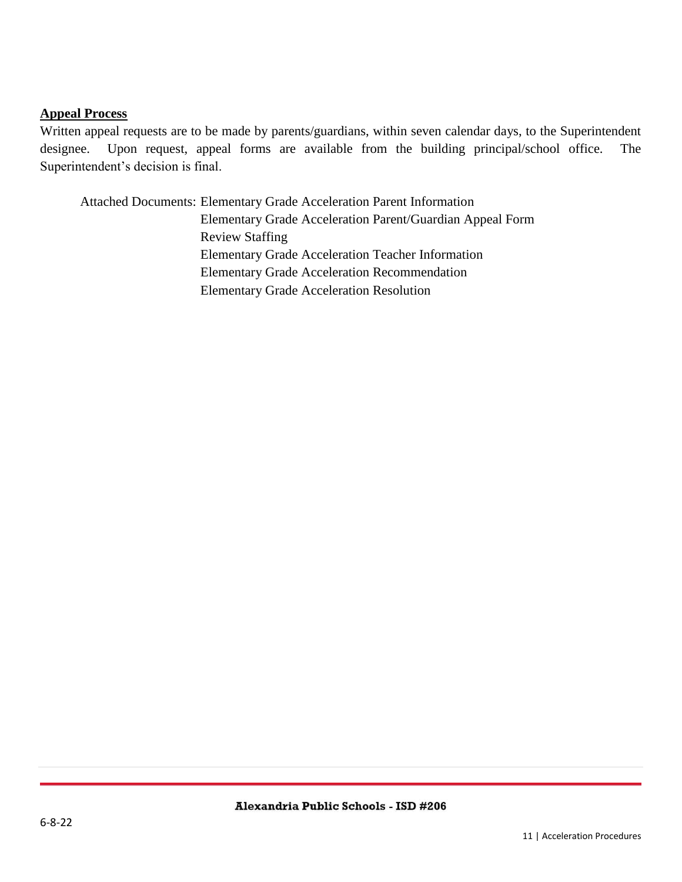**Appeal Process**

Written appeal requests are to be made by parents/guardians, within seven calendar days, to the Superintendent designee. Upon request, appeal forms are available from the building principal/school office. The Superintendent's decision is final.

Attached Documents: Elementary Grade Acceleration Parent Information
Elementary Grade Acceleration Parent/Guardian Appeal Form
Review Staffing
Elementary Grade Acceleration Teacher Information
Elementary Grade Acceleration Recommendation
Elementary Grade Acceleration Resolution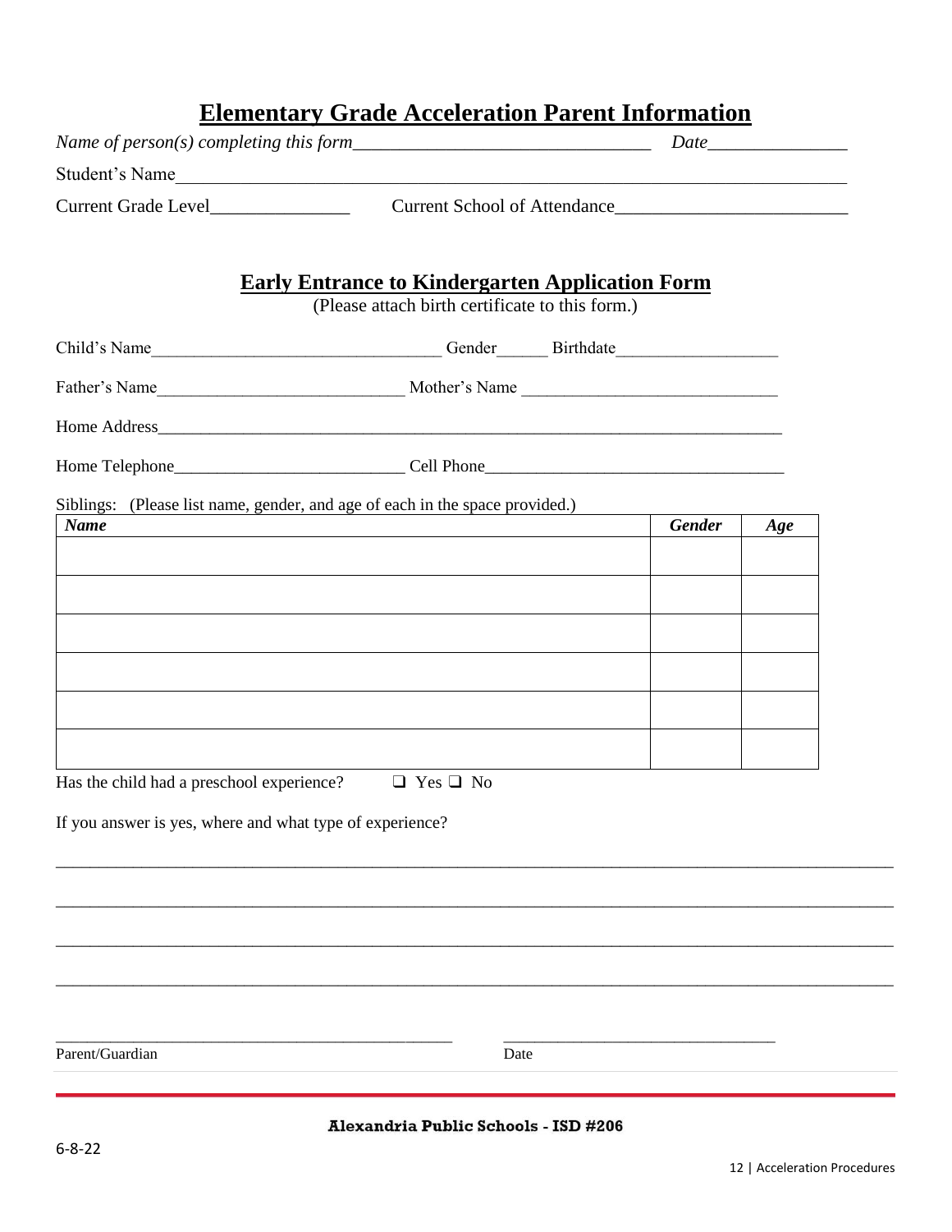# Elementary Grade Acceleration Parent Information

*Name of person(s) completing this form*_______________________________ *Date*_______________

Student's Name___________________________________________________________________________

Current Grade Level_______________ Current School of Attendance________________________

## Early Entrance to Kindergarten Application Form

(Please attach birth certificate to this form.)

Child's Name_________________________________ Gender______ Birthdate__________________

Father's Name____________________________ Mother's Name _____________________________

Home Address___________________________________________________________________________

Home Telephone__________________________ Cell Phone__________________________________

Siblings: (Please list name, gender, and age of each in the space provided.)

| *Name* | *Gender* | *Age* |
|---|---|---|
| | | |
| | | |
| | | |
| | | |
| | | |
| | | |

Has the child had a preschool experience? ❑ Yes ❑ No

If you answer is yes, where and what type of experience?

_____________________________________________________________________________________________

_____________________________________________________________________________________________

_____________________________________________________________________________________________

_____________________________________________________________________________________________

_______________________________________________ _________________________________

Parent/Guardian Date

**Alexandria Public Schools - ISD #206**

6-8-22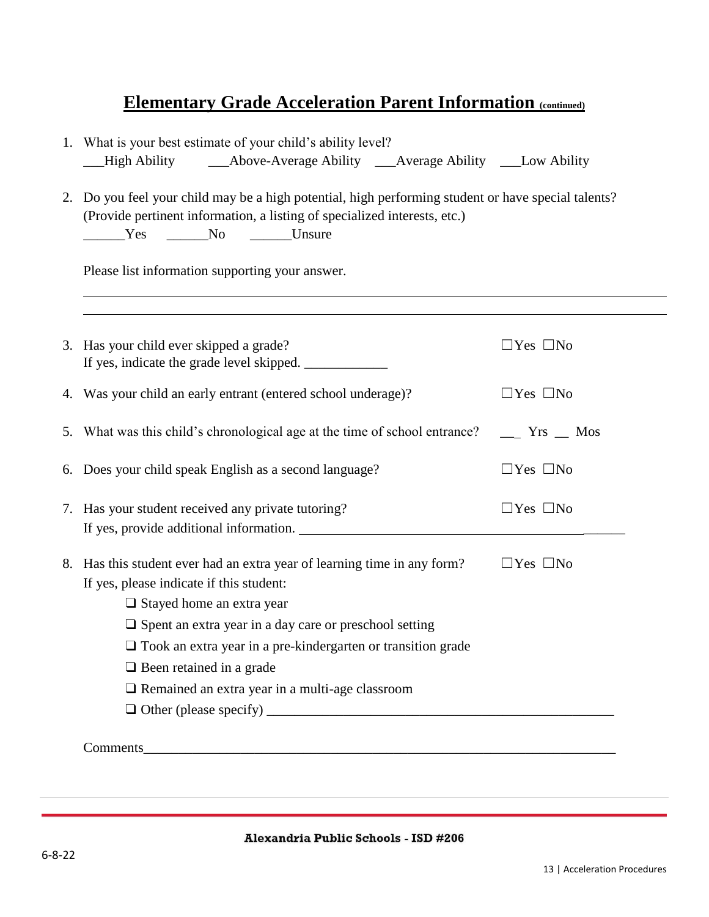# **Elementary Grade Acceleration Parent Information** (continued)

1. What is your best estimate of your child's ability level?
   ___High Ability    ___Above-Average Ability    ___Average Ability    ___Low Ability

2. Do you feel your child may be a high potential, high performing student or have special talents? (Provide pertinent information, a listing of specialized interests, etc.)
   ______Yes    ______No    ______Unsure

   Please list information supporting your answer.

   ______________________________________________________________________________

   ______________________________________________________________________________

3. Has your child ever skipped a grade? ☐Yes ☐No
   If yes, indicate the grade level skipped. ____________

4. Was your child an early entrant (entered school underage)? ☐Yes ☐No

5. What was this child's chronological age at the time of school entrance? ___ Yrs __ Mos

6. Does your child speak English as a second language? ☐Yes ☐No

7. Has your student received any private tutoring? ☐Yes ☐No
   If yes, provide additional information. ______________________________________________

8. Has this student ever had an extra year of learning time in any form? ☐Yes ☐No
   If yes, please indicate if this student:
   - ❑ Stayed home an extra year
   - ❑ Spent an extra year in a day care or preschool setting
   - ❑ Took an extra year in a pre-kindergarten or transition grade
   - ❑ Been retained in a grade
   - ❑ Remained an extra year in a multi-age classroom
   - ❑ Other (please specify) ___________________________________________________

   Comments_____________________________________________________________________

Alexandria Public Schools - ISD #206

6-8-22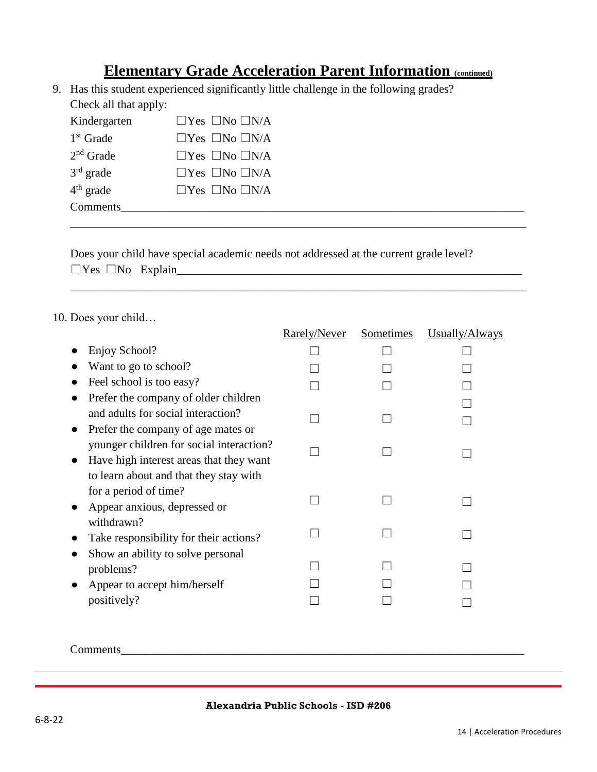# Elementary Grade Acceleration Parent Information (continued)

9. Has this student experienced significantly little challenge in the following grades? Check all that apply:

| | |
|---|---|
| Kindergarten | ☐Yes ☐No ☐N/A |
| 1st Grade | ☐Yes ☐No ☐N/A |
| 2nd Grade | ☐Yes ☐No ☐N/A |
| 3rd grade | ☐Yes ☐No ☐N/A |
| 4th grade | ☐Yes ☐No ☐N/A |

Comments____________________________________________________________________________

____________________________________________________________________________________

Does your child have special academic needs not addressed at the current grade level?
☐Yes ☐No Explain__________________________________________________________________

____________________________________________________________________________________

10. Does your child…

| | Rarely/Never | Sometimes | Usually/Always |
|---|---|---|---|
| • Enjoy School? | ☐ | ☐ | ☐ |
| • Want to go to school? | ☐ | ☐ | ☐ |
| • Feel school is too easy? | ☐ | ☐ | ☐ |
| • Prefer the company of older children and adults for social interaction? | ☐ | ☐ | ☐ ☐ |
| • Prefer the company of age mates or younger children for social interaction? | ☐ | ☐ | ☐ |
| • Have high interest areas that they want to learn about and that they stay with for a period of time? | ☐ | ☐ | ☐ |
| • Appear anxious, depressed or withdrawn? | ☐ | ☐ | ☐ |
| • Take responsibility for their actions? | ☐ | ☐ | ☐ |
| • Show an ability to solve personal problems? | ☐ | ☐ | ☐ |
| • Appear to accept him/herself positively? | ☐ ☐ | ☐ ☐ | ☐ ☐ |

Comments____________________________________________________________________________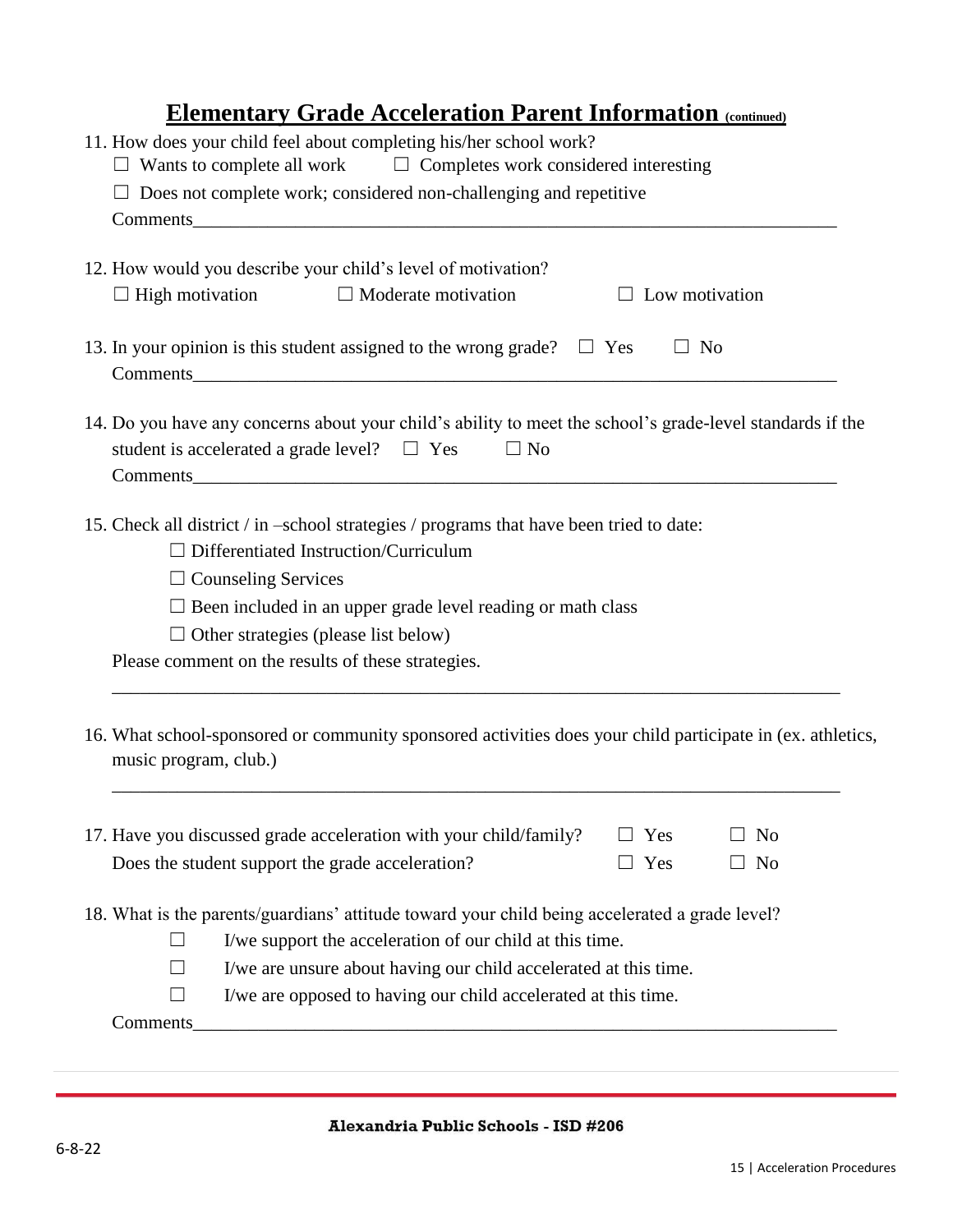# Elementary Grade Acceleration Parent Information (continued)

11. How does your child feel about completing his/her school work?
    ☐ Wants to complete all work ☐ Completes work considered interesting
    ☐ Does not complete work; considered non-challenging and repetitive
    Comments________________________________________________________________________

12. How would you describe your child's level of motivation?
    ☐ High motivation ☐ Moderate motivation ☐ Low motivation

13. In your opinion is this student assigned to the wrong grade? ☐ Yes ☐ No
    Comments________________________________________________________________________

14. Do you have any concerns about your child's ability to meet the school's grade-level standards if the student is accelerated a grade level? ☐ Yes ☐ No
    Comments________________________________________________________________________

15. Check all district / in –school strategies / programs that have been tried to date:
    - ☐ Differentiated Instruction/Curriculum
    - ☐ Counseling Services
    - ☐ Been included in an upper grade level reading or math class
    - ☐ Other strategies (please list below)

    Please comment on the results of these strategies.

    ________________________________________________________________________________

16. What school-sponsored or community sponsored activities does your child participate in (ex. athletics, music program, club.)

    ________________________________________________________________________________

17. Have you discussed grade acceleration with your child/family? ☐ Yes ☐ No
    Does the student support the grade acceleration? ☐ Yes ☐ No

18. What is the parents/guardians' attitude toward your child being accelerated a grade level?
    - ☐ I/we support the acceleration of our child at this time.
    - ☐ I/we are unsure about having our child accelerated at this time.
    - ☐ I/we are opposed to having our child accelerated at this time.

    Comments________________________________________________________________________

Alexandria Public Schools - ISD #206

6-8-22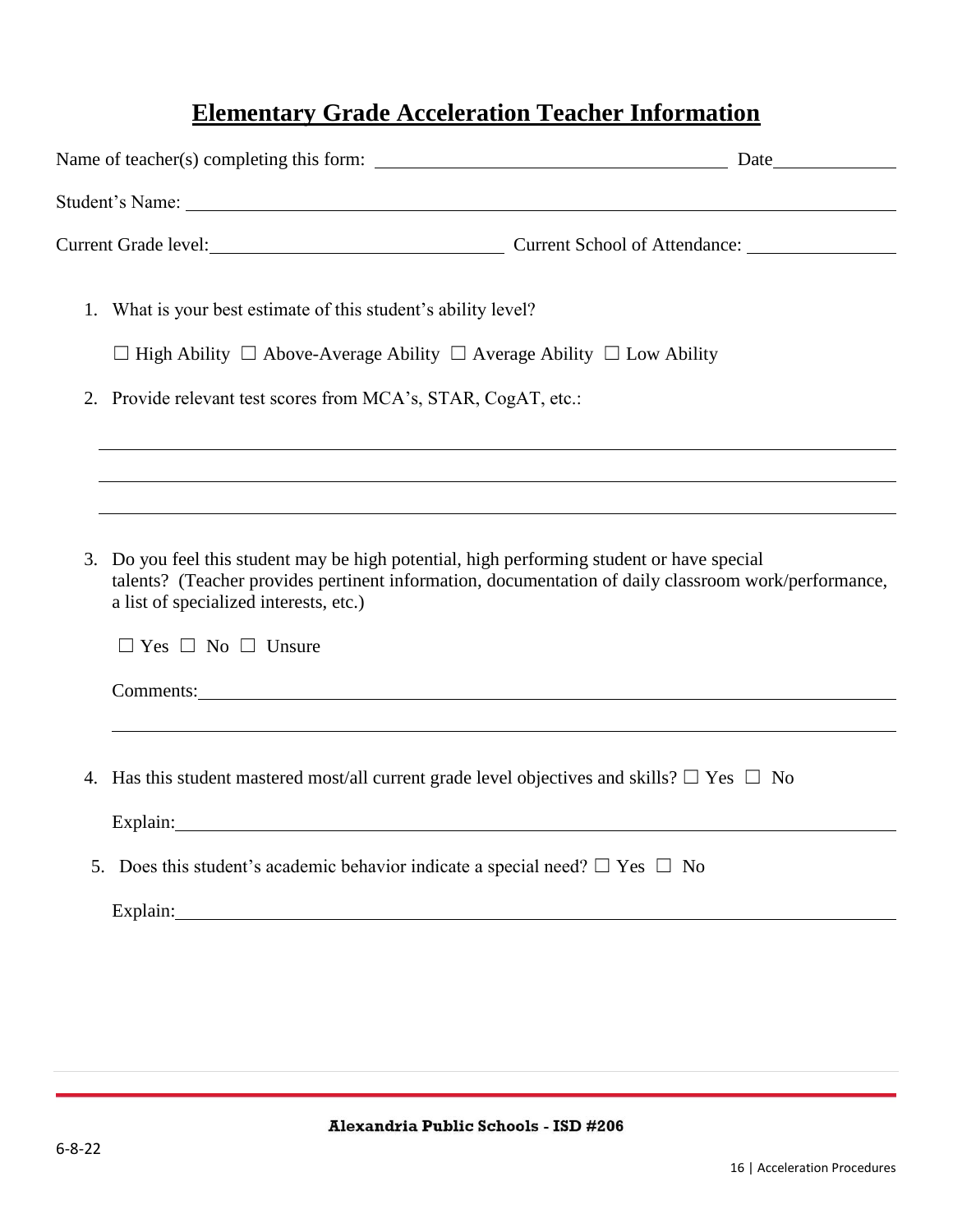# Elementary Grade Acceleration Teacher Information

Name of teacher(s) completing this form: ______________________________ Date__________

Student's Name: ______________________________________________________________

Current Grade level: ________________________ Current School of Attendance: ______________

1. What is your best estimate of this student's ability level?

   ☐ High Ability ☐ Above-Average Ability ☐ Average Ability ☐ Low Ability

2. Provide relevant test scores from MCA's, STAR, CogAT, etc.:

   ______________________________________________________________

   ______________________________________________________________

   ______________________________________________________________

3. Do you feel this student may be high potential, high performing student or have special talents? (Teacher provides pertinent information, documentation of daily classroom work/performance, a list of specialized interests, etc.)

   ☐ Yes ☐ No ☐ Unsure

   Comments: ______________________________________________________________

   ______________________________________________________________

4. Has this student mastered most/all current grade level objectives and skills? ☐ Yes ☐ No

   Explain: ______________________________________________________________

5. Does this student's academic behavior indicate a special need? ☐ Yes ☐ No

   Explain: ______________________________________________________________

6-8-22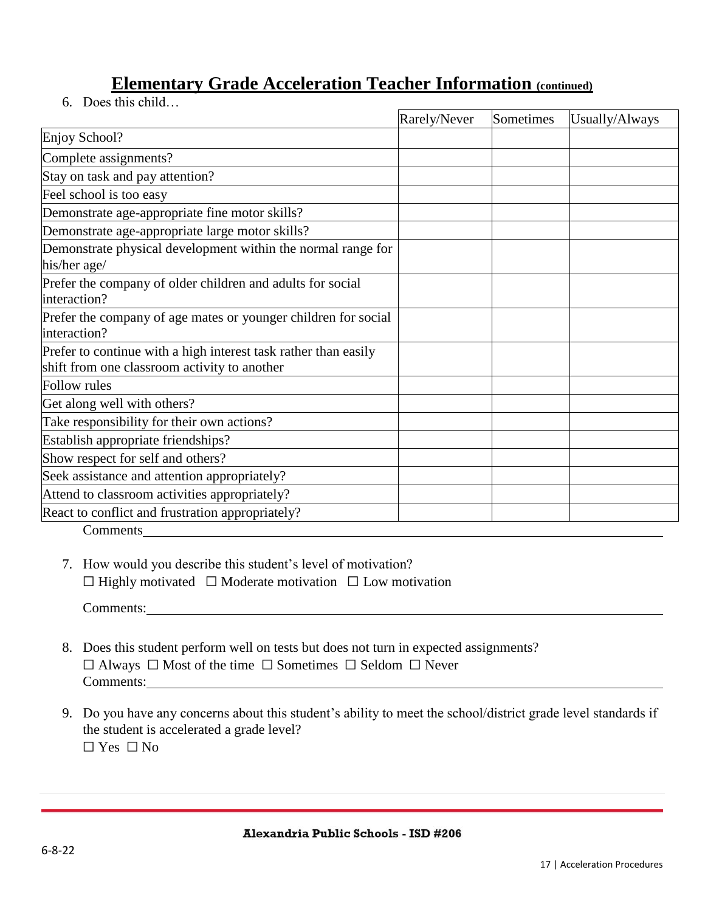# Elementary Grade Acceleration Teacher Information (continued)

6. Does this child…

| | Rarely/Never | Sometimes | Usually/Always |
|---|---|---|---|
| Enjoy School? | | | |
| Complete assignments? | | | |
| Stay on task and pay attention? | | | |
| Feel school is too easy | | | |
| Demonstrate age-appropriate fine motor skills? | | | |
| Demonstrate age-appropriate large motor skills? | | | |
| Demonstrate physical development within the normal range for his/her age/ | | | |
| Prefer the company of older children and adults for social interaction? | | | |
| Prefer the company of age mates or younger children for social interaction? | | | |
| Prefer to continue with a high interest task rather than easily shift from one classroom activity to another | | | |
| Follow rules | | | |
| Get along well with others? | | | |
| Take responsibility for their own actions? | | | |
| Establish appropriate friendships? | | | |
| Show respect for self and others? | | | |
| Seek assistance and attention appropriately? | | | |
| Attend to classroom activities appropriately? | | | |
| React to conflict and frustration appropriately? | | | |

Comments\_\_\_\_\_\_\_\_\_\_\_\_\_\_\_\_\_\_\_\_\_\_\_\_\_\_\_\_\_\_\_\_\_\_\_\_\_\_\_\_\_\_\_\_\_\_\_\_\_\_\_\_\_\_\_\_\_\_\_\_

7. How would you describe this student's level of motivation?
   ☐ Highly motivated ☐ Moderate motivation ☐ Low motivation

   Comments:\_\_\_\_\_\_\_\_\_\_\_\_\_\_\_\_\_\_\_\_\_\_\_\_\_\_\_\_\_\_\_\_\_\_\_\_\_\_\_\_\_\_\_\_\_\_\_\_\_\_\_\_\_\_\_\_\_\_\_\_

8. Does this student perform well on tests but does not turn in expected assignments?
   ☐ Always ☐ Most of the time ☐ Sometimes ☐ Seldom ☐ Never
   Comments:\_\_\_\_\_\_\_\_\_\_\_\_\_\_\_\_\_\_\_\_\_\_\_\_\_\_\_\_\_\_\_\_\_\_\_\_\_\_\_\_\_\_\_\_\_\_\_\_\_\_\_\_\_\_\_\_\_\_\_\_

9. Do you have any concerns about this student's ability to meet the school/district grade level standards if the student is accelerated a grade level?
   ☐ Yes ☐ No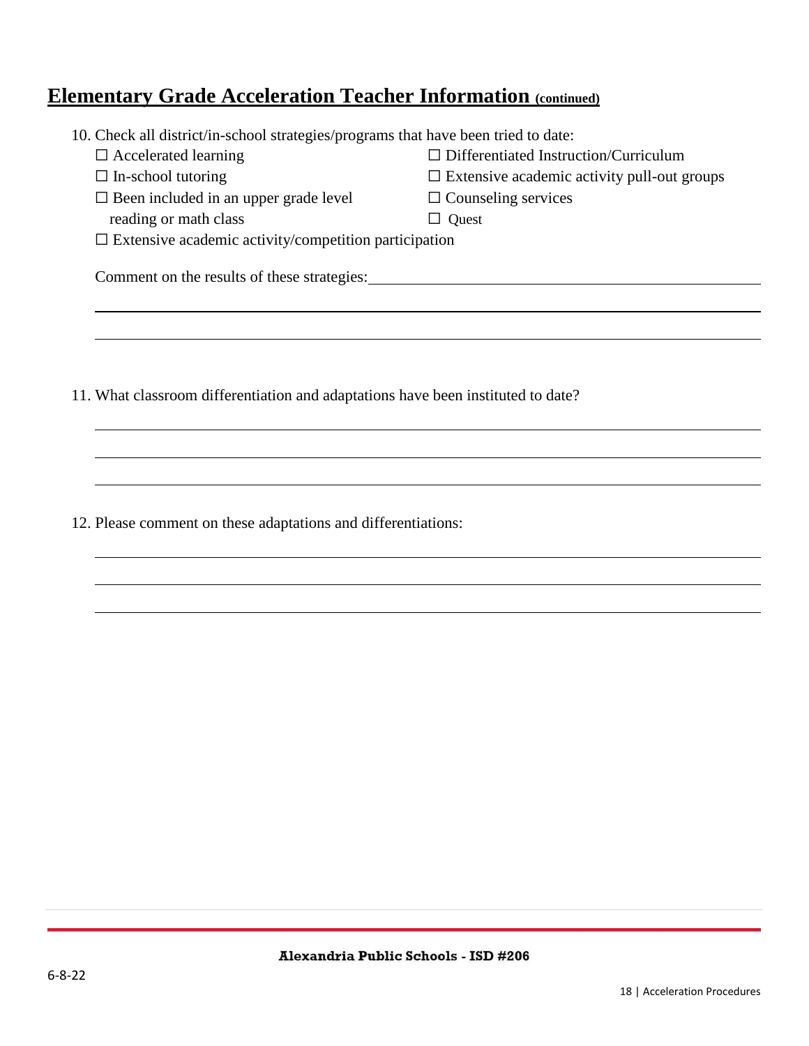## Elementary Grade Acceleration Teacher Information (continued)

10. Check all district/in-school strategies/programs that have been tried to date:

☐ Accelerated learning
☐ In-school tutoring
☐ Been included in an upper grade level reading or math class
☐ Extensive academic activity/competition participation
☐ Differentiated Instruction/Curriculum
☐ Extensive academic activity pull-out groups
☐ Counseling services
☐ Quest

Comment on the results of these strategies: \_\_\_\_\_\_\_\_\_\_\_\_\_\_\_\_\_\_\_\_\_\_\_\_\_\_\_\_\_\_\_\_\_\_\_\_\_\_\_\_

\_\_\_\_\_\_\_\_\_\_\_\_\_\_\_\_\_\_\_\_\_\_\_\_\_\_\_\_\_\_\_\_\_\_\_\_\_\_\_\_\_\_\_\_\_\_\_\_\_\_\_\_\_\_\_\_\_\_\_\_\_\_\_\_\_\_\_\_\_\_\_\_\_\_\_\_

\_\_\_\_\_\_\_\_\_\_\_\_\_\_\_\_\_\_\_\_\_\_\_\_\_\_\_\_\_\_\_\_\_\_\_\_\_\_\_\_\_\_\_\_\_\_\_\_\_\_\_\_\_\_\_\_\_\_\_\_\_\_\_\_\_\_\_\_\_\_\_\_\_\_\_\_

11. What classroom differentiation and adaptations have been instituted to date?

\_\_\_\_\_\_\_\_\_\_\_\_\_\_\_\_\_\_\_\_\_\_\_\_\_\_\_\_\_\_\_\_\_\_\_\_\_\_\_\_\_\_\_\_\_\_\_\_\_\_\_\_\_\_\_\_\_\_\_\_\_\_\_\_\_\_\_\_\_\_\_\_\_\_\_\_

\_\_\_\_\_\_\_\_\_\_\_\_\_\_\_\_\_\_\_\_\_\_\_\_\_\_\_\_\_\_\_\_\_\_\_\_\_\_\_\_\_\_\_\_\_\_\_\_\_\_\_\_\_\_\_\_\_\_\_\_\_\_\_\_\_\_\_\_\_\_\_\_\_\_\_\_

\_\_\_\_\_\_\_\_\_\_\_\_\_\_\_\_\_\_\_\_\_\_\_\_\_\_\_\_\_\_\_\_\_\_\_\_\_\_\_\_\_\_\_\_\_\_\_\_\_\_\_\_\_\_\_\_\_\_\_\_\_\_\_\_\_\_\_\_\_\_\_\_\_\_\_\_

12. Please comment on these adaptations and differentiations:

\_\_\_\_\_\_\_\_\_\_\_\_\_\_\_\_\_\_\_\_\_\_\_\_\_\_\_\_\_\_\_\_\_\_\_\_\_\_\_\_\_\_\_\_\_\_\_\_\_\_\_\_\_\_\_\_\_\_\_\_\_\_\_\_\_\_\_\_\_\_\_\_\_\_\_\_

\_\_\_\_\_\_\_\_\_\_\_\_\_\_\_\_\_\_\_\_\_\_\_\_\_\_\_\_\_\_\_\_\_\_\_\_\_\_\_\_\_\_\_\_\_\_\_\_\_\_\_\_\_\_\_\_\_\_\_\_\_\_\_\_\_\_\_\_\_\_\_\_\_\_\_\_

\_\_\_\_\_\_\_\_\_\_\_\_\_\_\_\_\_\_\_\_\_\_\_\_\_\_\_\_\_\_\_\_\_\_\_\_\_\_\_\_\_\_\_\_\_\_\_\_\_\_\_\_\_\_\_\_\_\_\_\_\_\_\_\_\_\_\_\_\_\_\_\_\_\_\_\_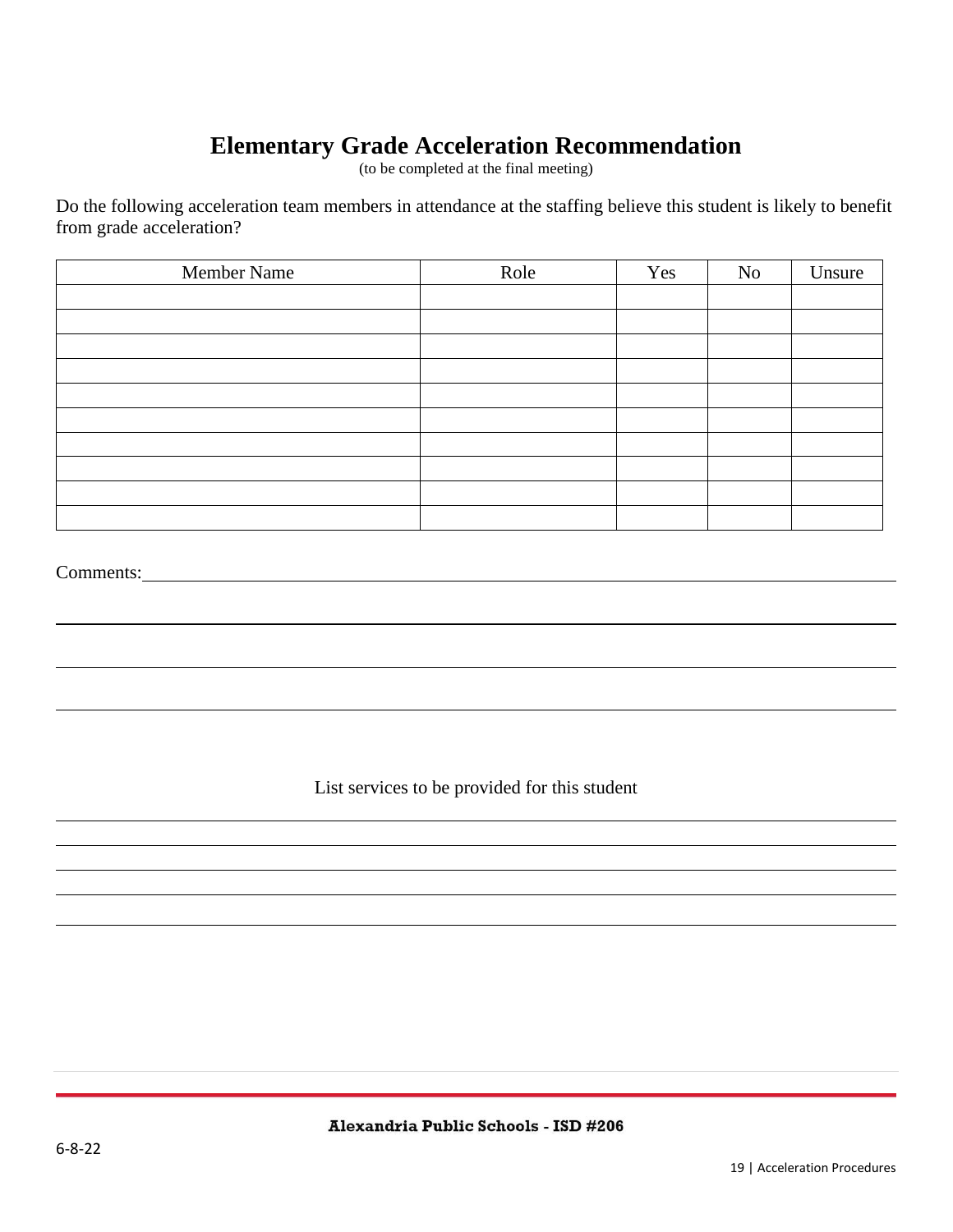# Elementary Grade Acceleration Recommendation

(to be completed at the final meeting)

Do the following acceleration team members in attendance at the staffing believe this student is likely to benefit from grade acceleration?

| Member Name | Role | Yes | No | Unsure |
|---|---|---|---|---|
| | | | | |
| | | | | |
| | | | | |
| | | | | |
| | | | | |
| | | | | |
| | | | | |
| | | | | |
| | | | | |
| | | | | |

Comments: ____________________________________________________________

______________________________________________________________________

______________________________________________________________________

______________________________________________________________________

List services to be provided for this student

______________________________________________________________________

______________________________________________________________________

______________________________________________________________________

______________________________________________________________________

______________________________________________________________________

Alexandria Public Schools - ISD #206

6-8-22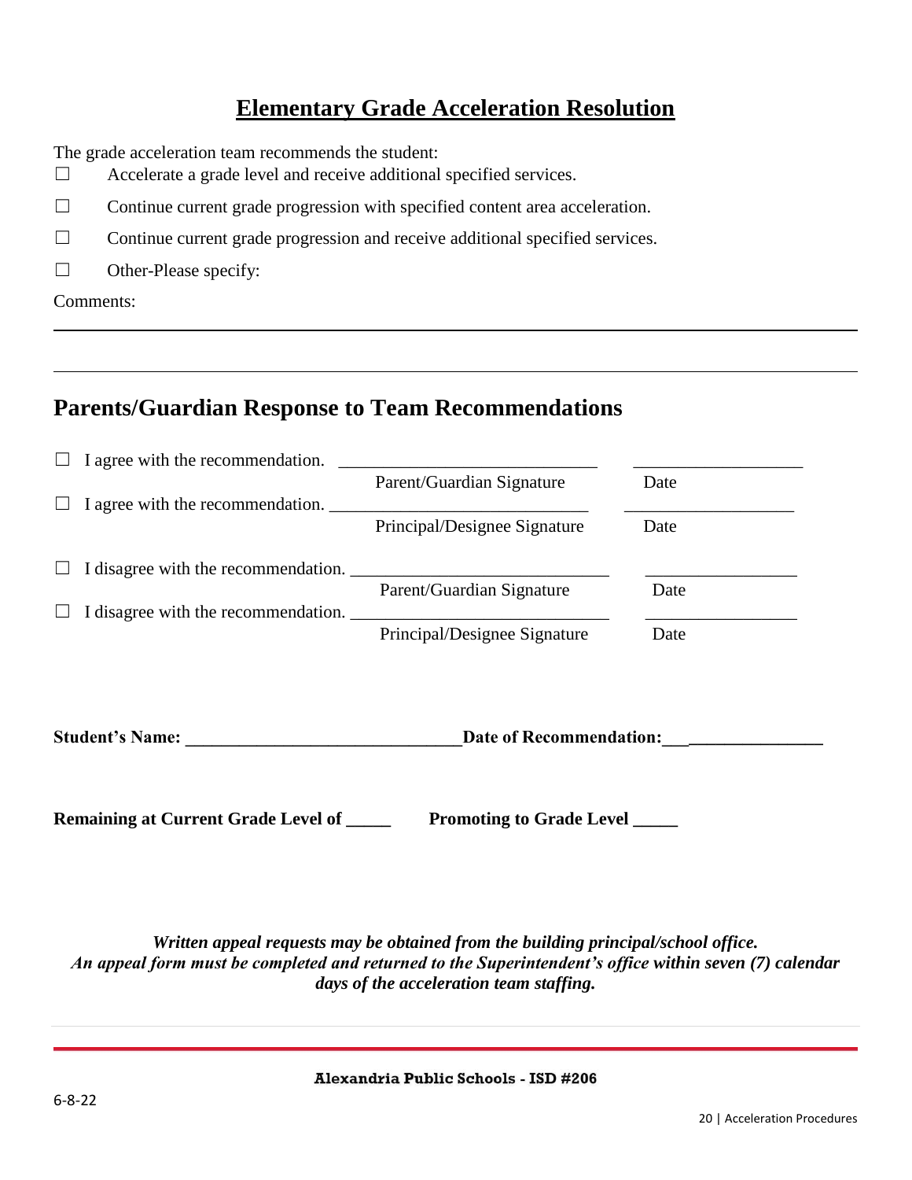# Elementary Grade Acceleration Resolution

The grade acceleration team recommends the student:

☐ Accelerate a grade level and receive additional specified services.

☐ Continue current grade progression with specified content area acceleration.

☐ Continue current grade progression and receive additional specified services.

☐ Other-Please specify:

Comments:

---

---

## Parents/Guardian Response to Team Recommendations

☐ I agree with the recommendation. ____________________________ ___________________
Parent/Guardian Signature Date

☐ I agree with the recommendation. ____________________________ ___________________
Principal/Designee Signature Date

☐ I disagree with the recommendation. ____________________________ _________________
Parent/Guardian Signature Date

☐ I disagree with the recommendation. ____________________________ _________________
Principal/Designee Signature Date

**Student's Name: ______________________________Date of Recommendation:_________________**

**Remaining at Current Grade Level of _____ Promoting to Grade Level _____**

***Written appeal requests may be obtained from the building principal/school office.***
***An appeal form must be completed and returned to the Superintendent's office within seven (7) calendar days of the acceleration team staffing.***

**Alexandria Public Schools - ISD #206**

6-8-22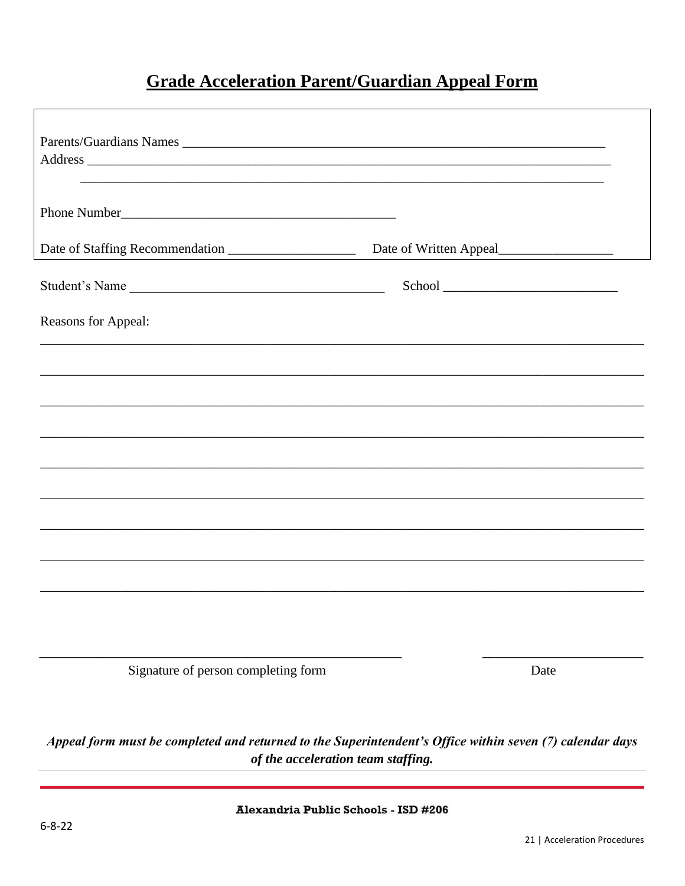# Grade Acceleration Parent/Guardian Appeal Form

Parents/Guardians Names ________________________________________________________________

Address ______________________________________________________________________________

_____________________________________________________________________________

Phone Number________________________________________

Date of Staffing Recommendation __________________ Date of Written Appeal________________

Student's Name ______________________________________ School _________________________

Reasons for Appeal:

_______________________________________________________________________________________

_______________________________________________________________________________________

_______________________________________________________________________________________

_______________________________________________________________________________________

_______________________________________________________________________________________

_______________________________________________________________________________________

_______________________________________________________________________________________

_______________________________________________________________________________________

_______________________________________________________________________________________

_____________________________________________________ ________________________

Signature of person completing form Date

***Appeal form must be completed and returned to the Superintendent's Office within seven (7) calendar days of the acceleration team staffing.***

**Alexandria Public Schools - ISD #206**

6-8-22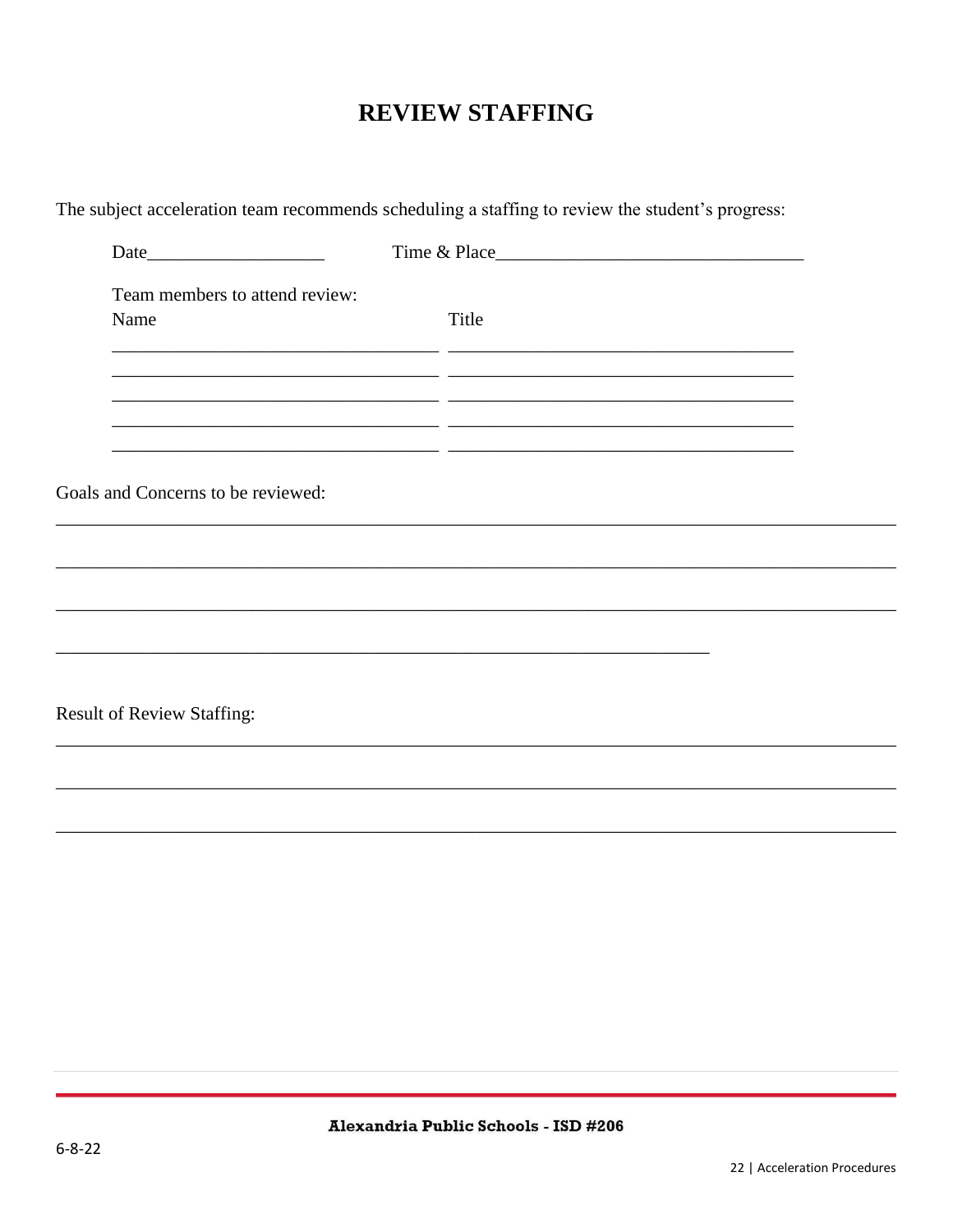# REVIEW STAFFING

The subject acceleration team recommends scheduling a staffing to review the student's progress:

Date___________________ Time & Place________________________________

Team members to attend review:

| Name | Title |
| --- | --- |
| | |
| | |
| | |
| | |
| | |

Goals and Concerns to be reviewed:

___________________________________________________________________________

___________________________________________________________________________

___________________________________________________________________________

______________________________________________________________

Result of Review Staffing:

___________________________________________________________________________

___________________________________________________________________________

___________________________________________________________________________

6-8-22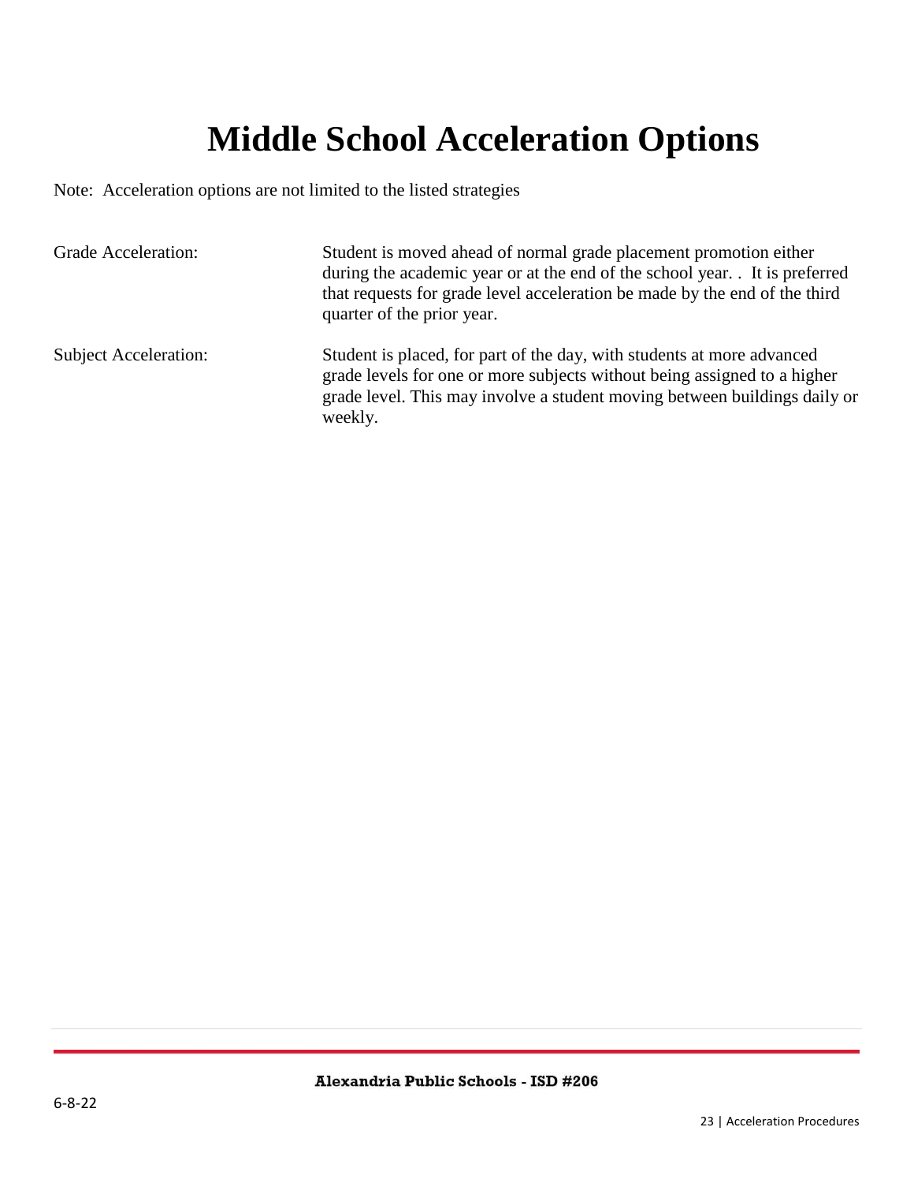# Middle School Acceleration Options

Note: Acceleration options are not limited to the listed strategies

| | |
|---|---|
| Grade Acceleration: | Student is moved ahead of normal grade placement promotion either during the academic year or at the end of the school year. . It is preferred that requests for grade level acceleration be made by the end of the third quarter of the prior year. |
| Subject Acceleration: | Student is placed, for part of the day, with students at more advanced grade levels for one or more subjects without being assigned to a higher grade level. This may involve a student moving between buildings daily or weekly. |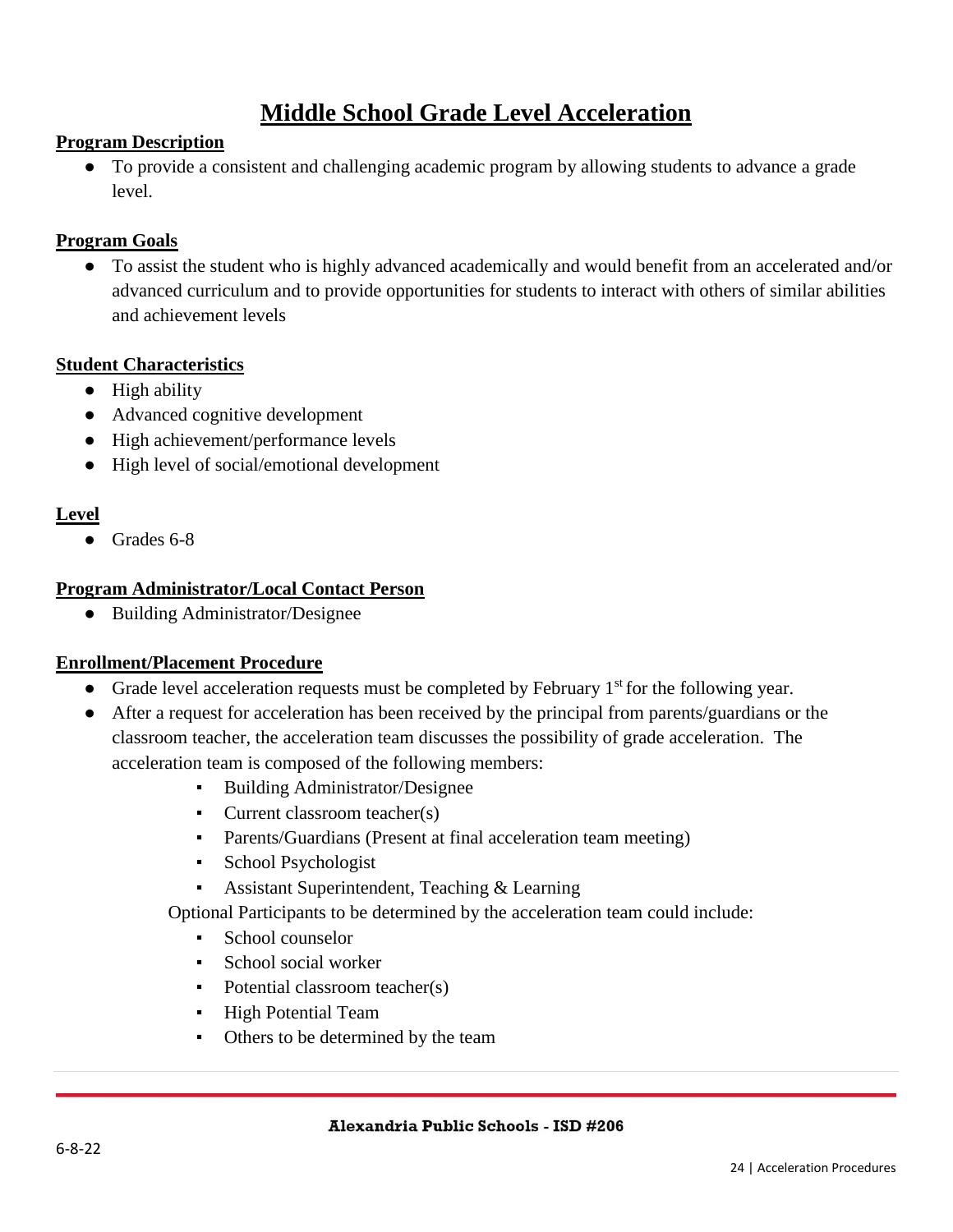# Middle School Grade Level Acceleration

**Program Description**

- To provide a consistent and challenging academic program by allowing students to advance a grade level.

**Program Goals**

- To assist the student who is highly advanced academically and would benefit from an accelerated and/or advanced curriculum and to provide opportunities for students to interact with others of similar abilities and achievement levels

**Student Characteristics**

- High ability
- Advanced cognitive development
- High achievement/performance levels
- High level of social/emotional development

**Level**

- Grades 6-8

**Program Administrator/Local Contact Person**

- Building Administrator/Designee

**Enrollment/Placement Procedure**

- Grade level acceleration requests must be completed by February 1st for the following year.
- After a request for acceleration has been received by the principal from parents/guardians or the classroom teacher, the acceleration team discusses the possibility of grade acceleration. The acceleration team is composed of the following members:
    - Building Administrator/Designee
    - Current classroom teacher(s)
    - Parents/Guardians (Present at final acceleration team meeting)
    - School Psychologist
    - Assistant Superintendent, Teaching & Learning

  Optional Participants to be determined by the acceleration team could include:
    - School counselor
    - School social worker
    - Potential classroom teacher(s)
    - High Potential Team
    - Others to be determined by the team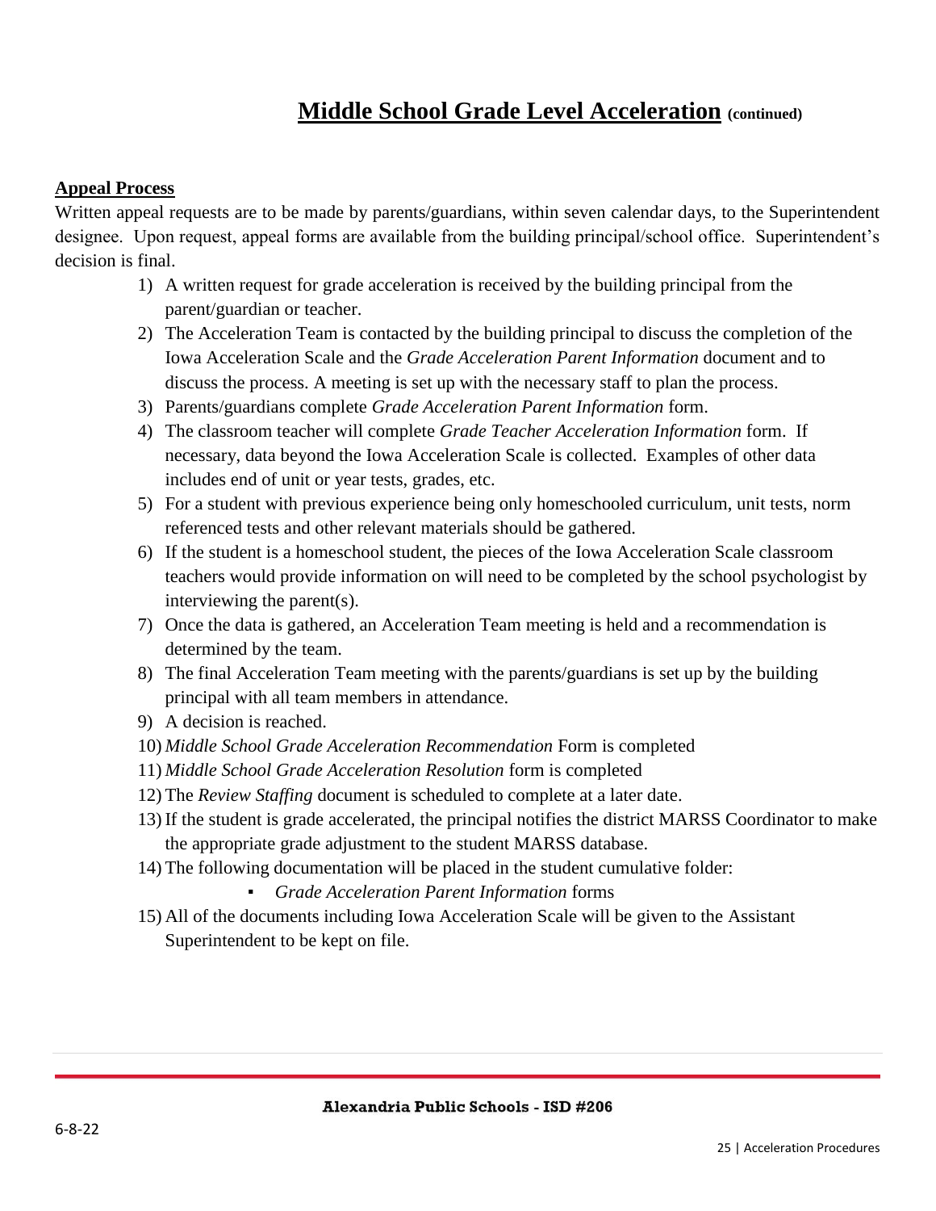# **Middle School Grade Level Acceleration** (continued)

## **Appeal Process**

Written appeal requests are to be made by parents/guardians, within seven calendar days, to the Superintendent designee. Upon request, appeal forms are available from the building principal/school office. Superintendent's decision is final.

1) A written request for grade acceleration is received by the building principal from the parent/guardian or teacher.
2) The Acceleration Team is contacted by the building principal to discuss the completion of the Iowa Acceleration Scale and the *Grade Acceleration Parent Information* document and to discuss the process. A meeting is set up with the necessary staff to plan the process.
3) Parents/guardians complete *Grade Acceleration Parent Information* form.
4) The classroom teacher will complete *Grade Teacher Acceleration Information* form. If necessary, data beyond the Iowa Acceleration Scale is collected. Examples of other data includes end of unit or year tests, grades, etc.
5) For a student with previous experience being only homeschooled curriculum, unit tests, norm referenced tests and other relevant materials should be gathered.
6) If the student is a homeschool student, the pieces of the Iowa Acceleration Scale classroom teachers would provide information on will need to be completed by the school psychologist by interviewing the parent(s).
7) Once the data is gathered, an Acceleration Team meeting is held and a recommendation is determined by the team.
8) The final Acceleration Team meeting with the parents/guardians is set up by the building principal with all team members in attendance.
9) A decision is reached.
10) *Middle School Grade Acceleration Recommendation* Form is completed
11) *Middle School Grade Acceleration Resolution* form is completed
12) The *Review Staffing* document is scheduled to complete at a later date.
13) If the student is grade accelerated, the principal notifies the district MARSS Coordinator to make the appropriate grade adjustment to the student MARSS database.
14) The following documentation will be placed in the student cumulative folder:
    - *Grade Acceleration Parent Information* forms
15) All of the documents including Iowa Acceleration Scale will be given to the Assistant Superintendent to be kept on file.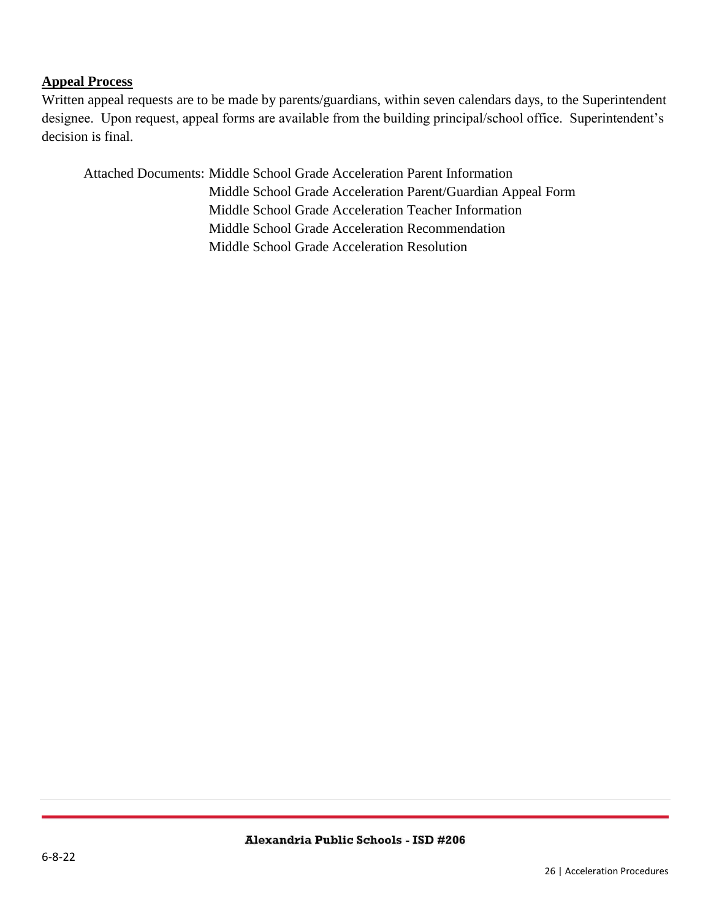**Appeal Process**

Written appeal requests are to be made by parents/guardians, within seven calendars days, to the Superintendent designee. Upon request, appeal forms are available from the building principal/school office. Superintendent's decision is final.

Attached Documents: Middle School Grade Acceleration Parent Information
Middle School Grade Acceleration Parent/Guardian Appeal Form
Middle School Grade Acceleration Teacher Information
Middle School Grade Acceleration Recommendation
Middle School Grade Acceleration Resolution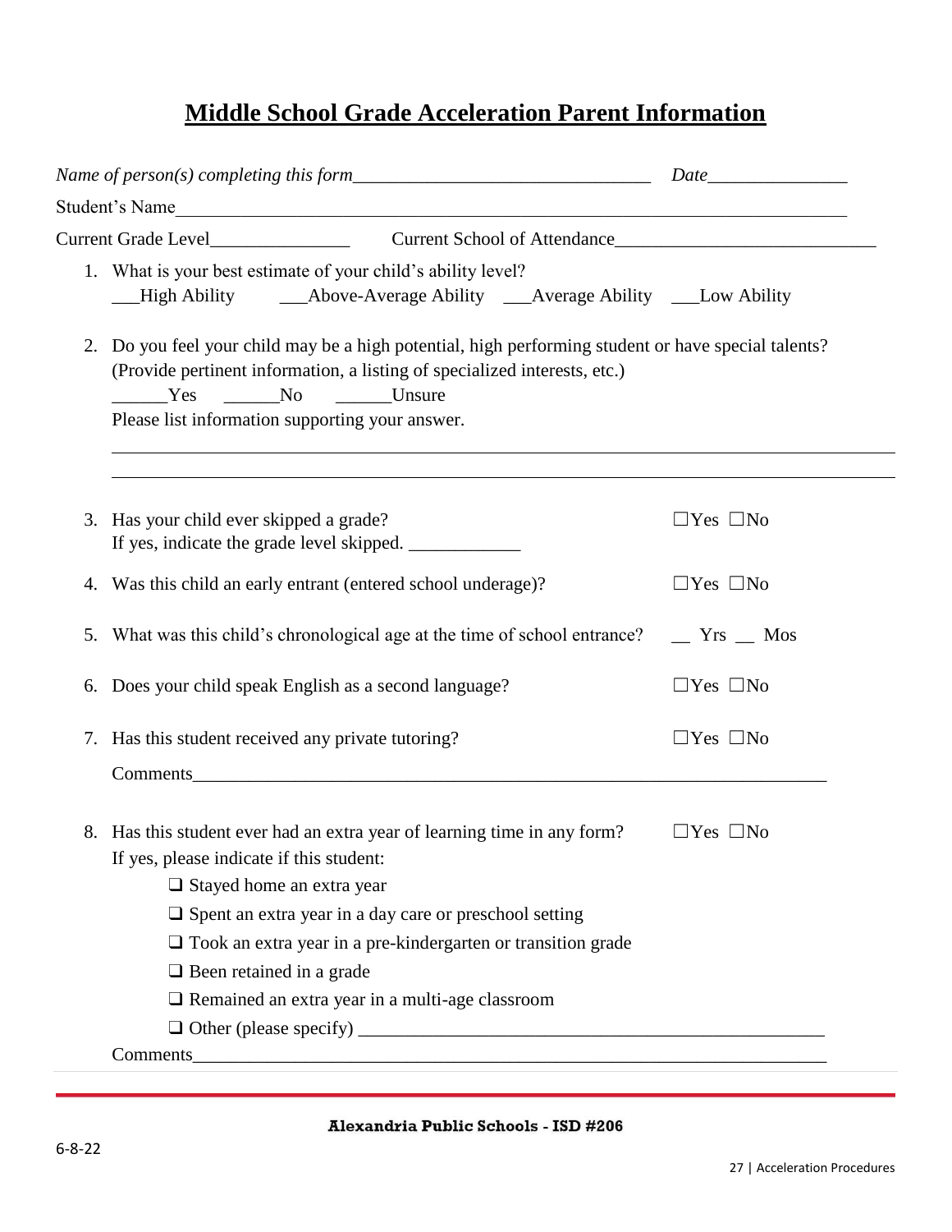# Middle School Grade Acceleration Parent Information

*Name of person(s) completing this form*________________________________ *Date*_______________

Student's Name___________________________________________________________________________

Current Grade Level_______________ Current School of Attendance___________________________

1. What is your best estimate of your child's ability level?
   ___High Ability ___Above-Average Ability ___Average Ability ___Low Ability

2. Do you feel your child may be a high potential, high performing student or have special talents? (Provide pertinent information, a listing of specialized interests, etc.)
   ______Yes ______No ______Unsure
   Please list information supporting your answer.

   ________________________________________________________________________________

   ________________________________________________________________________________

3. Has your child ever skipped a grade? ☐Yes ☐No
   If yes, indicate the grade level skipped. ____________

4. Was this child an early entrant (entered school underage)? ☐Yes ☐No

5. What was this child's chronological age at the time of school entrance? __ Yrs __ Mos

6. Does your child speak English as a second language? ☐Yes ☐No

7. Has this student received any private tutoring? ☐Yes ☐No
   Comments_____________________________________________________________________

8. Has this student ever had an extra year of learning time in any form? ☐Yes ☐No
   If yes, please indicate if this student:
   - ❑ Stayed home an extra year
   - ❑ Spent an extra year in a day care or preschool setting
   - ❑ Took an extra year in a pre-kindergarten or transition grade
   - ❑ Been retained in a grade
   - ❑ Remained an extra year in a multi-age classroom
   - ❑ Other (please specify) ____________________________________________________

   Comments_____________________________________________________________________

Alexandria Public Schools - ISD #206

6-8-22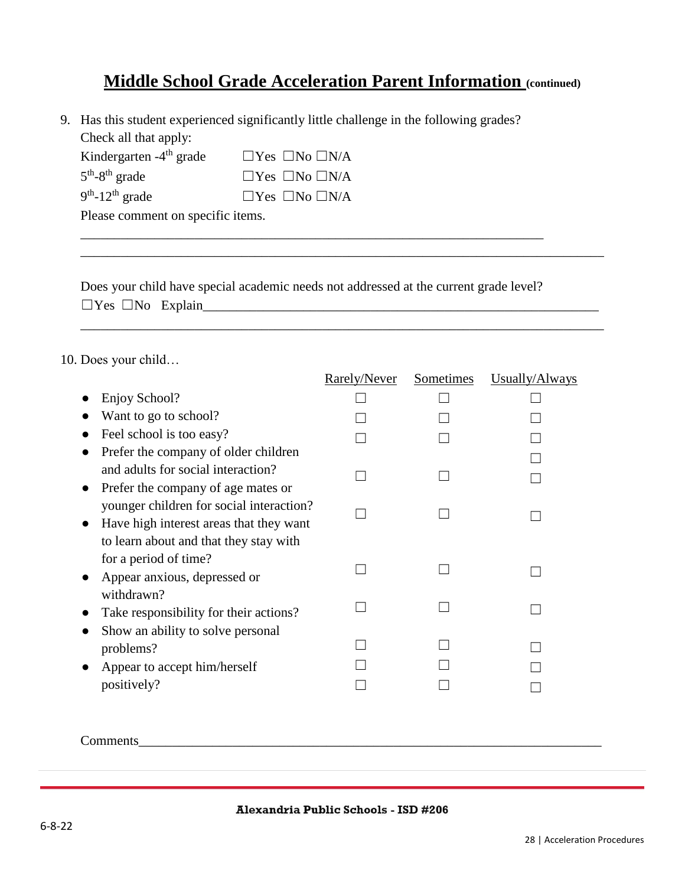# <u>Middle School Grade Acceleration Parent Information</u> (continued)

9. Has this student experienced significantly little challenge in the following grades? Check all that apply:

   Kindergarten -4$^{th}$ grade ☐Yes ☐No ☐N/A
   
   5$^{th}$-8$^{th}$ grade ☐Yes ☐No ☐N/A
   
   9$^{th}$-12$^{th}$ grade ☐Yes ☐No ☐N/A
   
   Please comment on specific items.
   
   ______________________________________________________________________
   
   ______________________________________________________________________

   Does your child have special academic needs not addressed at the current grade level?
   
   ☐Yes ☐No Explain______________________________________________________________
   
   ______________________________________________________________________

10. Does your child…

| | Rarely/Never | Sometimes | Usually/Always |
|---|---|---|---|
| • Enjoy School? | ☐ | ☐ | ☐ |
| • Want to go to school? | ☐ | ☐ | ☐ |
| • Feel school is too easy? | ☐ | ☐ | ☐ |
| • Prefer the company of older children and adults for social interaction? | ☐ | ☐ | ☐ ☐ |
| • Prefer the company of age mates or younger children for social interaction? | ☐ | ☐ | ☐ |
| • Have high interest areas that they want to learn about and that they stay with for a period of time? | ☐ | ☐ | ☐ |
| • Appear anxious, depressed or withdrawn? | ☐ | ☐ | ☐ |
| • Take responsibility for their actions? | ☐ | ☐ | ☐ |
| • Show an ability to solve personal problems? | ☐ | ☐ | ☐ |
| • Appear to accept him/herself positively? | ☐ ☐ | ☐ ☐ | ☐ ☐ |

Comments______________________________________________________________

Alexandria Public Schools - ISD #206

6-8-22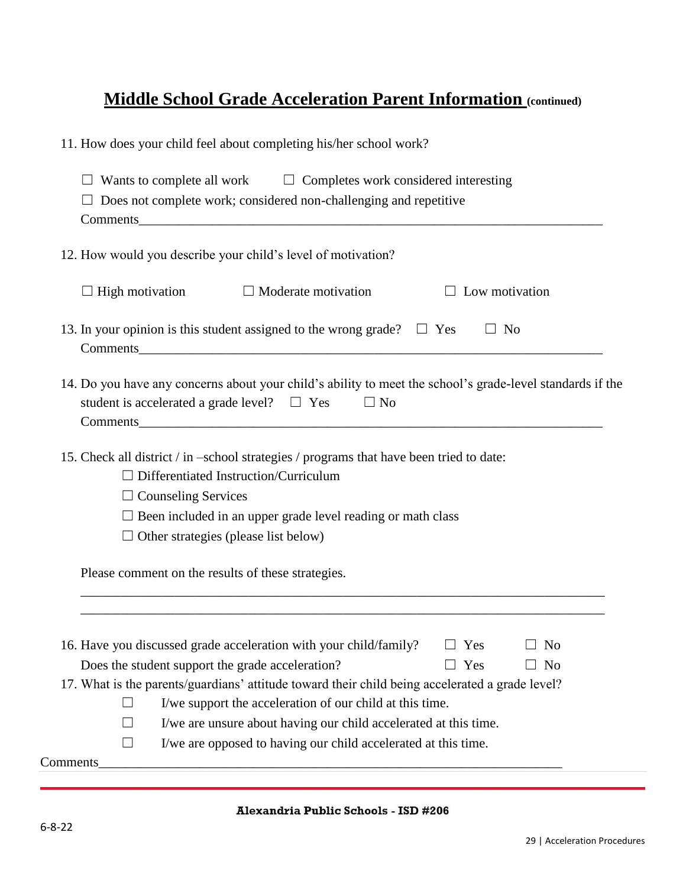# Middle School Grade Acceleration Parent Information (continued)

11. How does your child feel about completing his/her school work?

   ☐ Wants to complete all work ☐ Completes work considered interesting
   ☐ Does not complete work; considered non-challenging and repetitive
   Comments________________________________________________________________________

12. How would you describe your child's level of motivation?

   ☐ High motivation ☐ Moderate motivation ☐ Low motivation

13. In your opinion is this student assigned to the wrong grade? ☐ Yes ☐ No
   Comments________________________________________________________________________

14. Do you have any concerns about your child's ability to meet the school's grade-level standards if the student is accelerated a grade level? ☐ Yes ☐ No
   Comments________________________________________________________________________

15. Check all district / in –school strategies / programs that have been tried to date:
   - ☐ Differentiated Instruction/Curriculum
   - ☐ Counseling Services
   - ☐ Been included in an upper grade level reading or math class
   - ☐ Other strategies (please list below)

   Please comment on the results of these strategies.

   ________________________________________________________________________________
   ________________________________________________________________________________

16. Have you discussed grade acceleration with your child/family? ☐ Yes ☐ No
   Does the student support the grade acceleration? ☐ Yes ☐ No
17. What is the parents/guardians' attitude toward their child being accelerated a grade level?
   - ☐ I/we support the acceleration of our child at this time.
   - ☐ I/we are unsure about having our child accelerated at this time.
   - ☐ I/we are opposed to having our child accelerated at this time.

Comments________________________________________________________________________

Alexandria Public Schools - ISD #206

6-8-22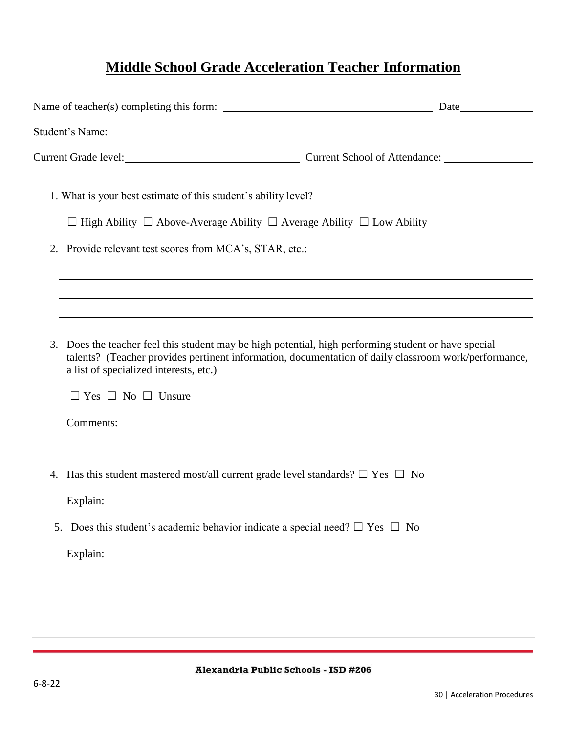# Middle School Grade Acceleration Teacher Information

Name of teacher(s) completing this form: ______________________________ Date__________

Student's Name: ______________________________________________

Current Grade level: ____________________ Current School of Attendance: ____________

1. What is your best estimate of this student's ability level?

   ☐ High Ability ☐ Above-Average Ability ☐ Average Ability ☐ Low Ability

2. Provide relevant test scores from MCA's, STAR, etc.:

   ______________________________________________

   ______________________________________________

   ______________________________________________

3. Does the teacher feel this student may be high potential, high performing student or have special talents? (Teacher provides pertinent information, documentation of daily classroom work/performance, a list of specialized interests, etc.)

   ☐ Yes ☐ No ☐ Unsure

   Comments: ______________________________________________

   ______________________________________________

4. Has this student mastered most/all current grade level standards? ☐ Yes ☐ No

   Explain: ______________________________________________

5. Does this student's academic behavior indicate a special need? ☐ Yes ☐ No

   Explain: ______________________________________________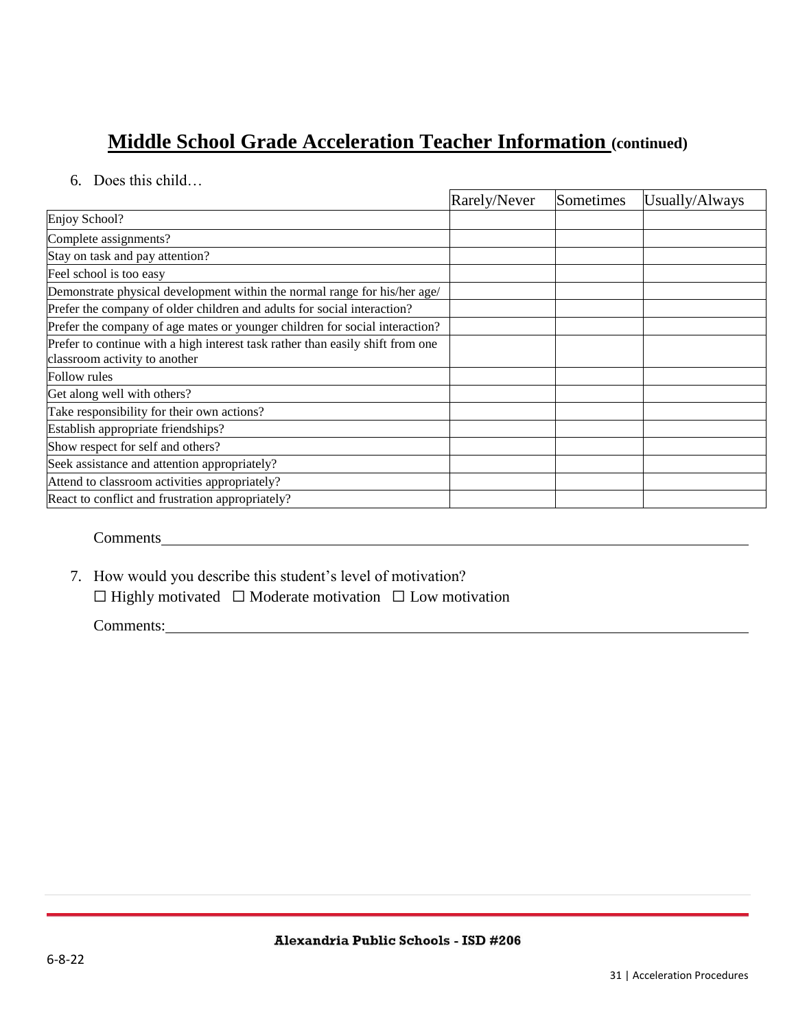# Middle School Grade Acceleration Teacher Information (continued)

6. Does this child…

| | Rarely/Never | Sometimes | Usually/Always |
|---|---|---|---|
| Enjoy School? | | | |
| Complete assignments? | | | |
| Stay on task and pay attention? | | | |
| Feel school is too easy | | | |
| Demonstrate physical development within the normal range for his/her age/ | | | |
| Prefer the company of older children and adults for social interaction? | | | |
| Prefer the company of age mates or younger children for social interaction? | | | |
| Prefer to continue with a high interest task rather than easily shift from one classroom activity to another | | | |
| Follow rules | | | |
| Get along well with others? | | | |
| Take responsibility for their own actions? | | | |
| Establish appropriate friendships? | | | |
| Show respect for self and others? | | | |
| Seek assistance and attention appropriately? | | | |
| Attend to classroom activities appropriately? | | | |
| React to conflict and frustration appropriately? | | | |

Comments\_\_\_\_\_\_\_\_\_\_\_\_\_\_\_\_\_\_\_\_\_\_\_\_\_\_\_\_\_\_\_\_\_\_\_\_\_\_\_\_\_\_\_\_\_\_\_\_\_\_\_\_\_\_

7. How would you describe this student's level of motivation?

   ☐ Highly motivated ☐ Moderate motivation ☐ Low motivation

   Comments:\_\_\_\_\_\_\_\_\_\_\_\_\_\_\_\_\_\_\_\_\_\_\_\_\_\_\_\_\_\_\_\_\_\_\_\_\_\_\_\_\_\_\_\_\_\_\_\_\_\_\_\_\_\_

Alexandria Public Schools - ISD #206

6-8-22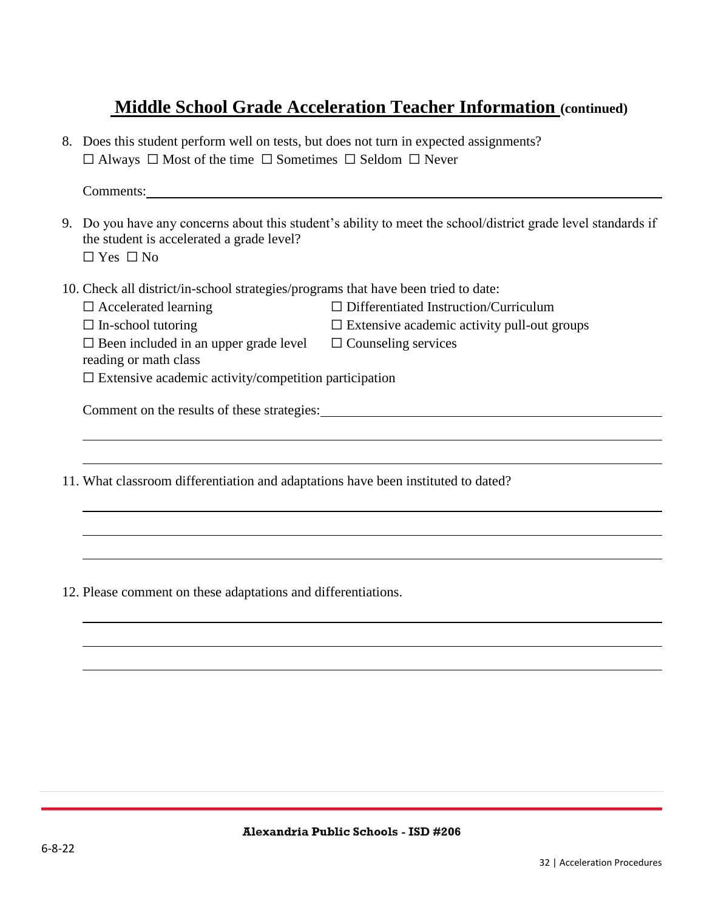# Middle School Grade Acceleration Teacher Information (continued)

8. Does this student perform well on tests, but does not turn in expected assignments?
   ☐ Always ☐ Most of the time ☐ Sometimes ☐ Seldom ☐ Never

   Comments: ____________________________________________

9. Do you have any concerns about this student's ability to meet the school/district grade level standards if the student is accelerated a grade level?
   ☐ Yes ☐ No

10. Check all district/in-school strategies/programs that have been tried to date:
    - ☐ Accelerated learning
    - ☐ Differentiated Instruction/Curriculum
    - ☐ In-school tutoring
    - ☐ Extensive academic activity pull-out groups
    - ☐ Been included in an upper grade level reading or math class
    - ☐ Counseling services
    - ☐ Extensive academic activity/competition participation

    Comment on the results of these strategies: ____________________________________________

    ____________________________________________

    ____________________________________________

11. What classroom differentiation and adaptations have been instituted to dated?

    ____________________________________________

    ____________________________________________

    ____________________________________________

12. Please comment on these adaptations and differentiations.

    ____________________________________________

    ____________________________________________

    ____________________________________________

Alexandria Public Schools - ISD #206

6-8-22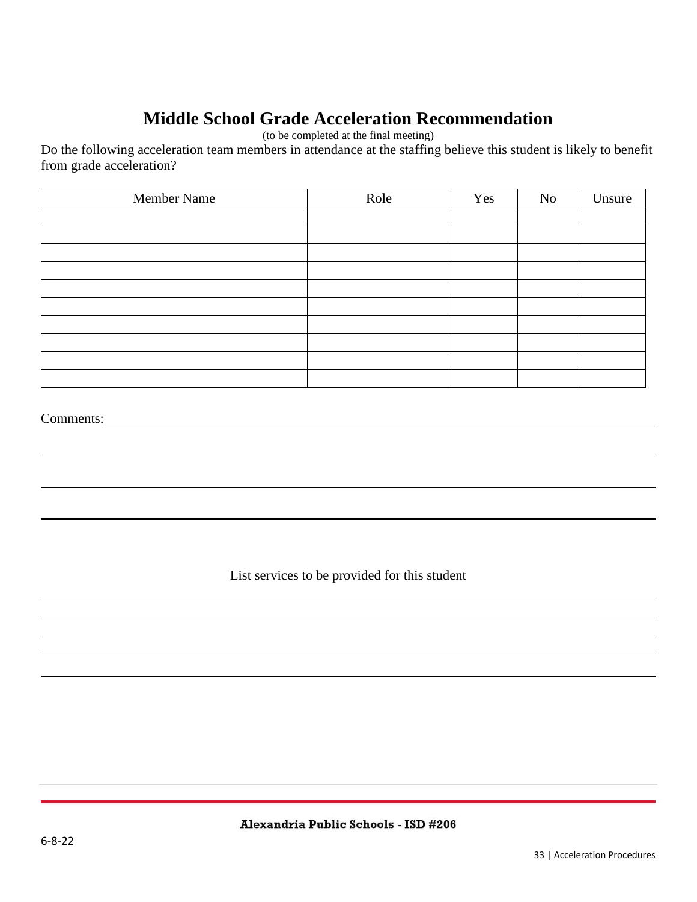# Middle School Grade Acceleration Recommendation

(to be completed at the final meeting)

Do the following acceleration team members in attendance at the staffing believe this student is likely to benefit from grade acceleration?

| Member Name | Role | Yes | No | Unsure |
|---|---|---|---|---|
| | | | | |
| | | | | |
| | | | | |
| | | | | |
| | | | | |
| | | | | |
| | | | | |
| | | | | |
| | | | | |
| | | | | |

Comments:\_\_\_\_\_\_\_\_\_\_\_\_\_\_\_\_\_\_\_\_\_\_\_\_\_\_\_\_\_\_\_\_\_\_\_\_\_\_\_\_\_\_\_\_\_\_\_\_\_\_\_\_\_\_\_\_\_\_\_\_\_\_\_\_

\_\_\_\_\_\_\_\_\_\_\_\_\_\_\_\_\_\_\_\_\_\_\_\_\_\_\_\_\_\_\_\_\_\_\_\_\_\_\_\_\_\_\_\_\_\_\_\_\_\_\_\_\_\_\_\_\_\_\_\_\_\_\_\_\_\_\_\_\_\_\_\_\_\_

\_\_\_\_\_\_\_\_\_\_\_\_\_\_\_\_\_\_\_\_\_\_\_\_\_\_\_\_\_\_\_\_\_\_\_\_\_\_\_\_\_\_\_\_\_\_\_\_\_\_\_\_\_\_\_\_\_\_\_\_\_\_\_\_\_\_\_\_\_\_\_\_\_\_

\_\_\_\_\_\_\_\_\_\_\_\_\_\_\_\_\_\_\_\_\_\_\_\_\_\_\_\_\_\_\_\_\_\_\_\_\_\_\_\_\_\_\_\_\_\_\_\_\_\_\_\_\_\_\_\_\_\_\_\_\_\_\_\_\_\_\_\_\_\_\_\_\_\_

List services to be provided for this student

\_\_\_\_\_\_\_\_\_\_\_\_\_\_\_\_\_\_\_\_\_\_\_\_\_\_\_\_\_\_\_\_\_\_\_\_\_\_\_\_\_\_\_\_\_\_\_\_\_\_\_\_\_\_\_\_\_\_\_\_\_\_\_\_\_\_\_\_\_\_\_\_\_\_

\_\_\_\_\_\_\_\_\_\_\_\_\_\_\_\_\_\_\_\_\_\_\_\_\_\_\_\_\_\_\_\_\_\_\_\_\_\_\_\_\_\_\_\_\_\_\_\_\_\_\_\_\_\_\_\_\_\_\_\_\_\_\_\_\_\_\_\_\_\_\_\_\_\_

\_\_\_\_\_\_\_\_\_\_\_\_\_\_\_\_\_\_\_\_\_\_\_\_\_\_\_\_\_\_\_\_\_\_\_\_\_\_\_\_\_\_\_\_\_\_\_\_\_\_\_\_\_\_\_\_\_\_\_\_\_\_\_\_\_\_\_\_\_\_\_\_\_\_

\_\_\_\_\_\_\_\_\_\_\_\_\_\_\_\_\_\_\_\_\_\_\_\_\_\_\_\_\_\_\_\_\_\_\_\_\_\_\_\_\_\_\_\_\_\_\_\_\_\_\_\_\_\_\_\_\_\_\_\_\_\_\_\_\_\_\_\_\_\_\_\_\_\_

\_\_\_\_\_\_\_\_\_\_\_\_\_\_\_\_\_\_\_\_\_\_\_\_\_\_\_\_\_\_\_\_\_\_\_\_\_\_\_\_\_\_\_\_\_\_\_\_\_\_\_\_\_\_\_\_\_\_\_\_\_\_\_\_\_\_\_\_\_\_\_\_\_\_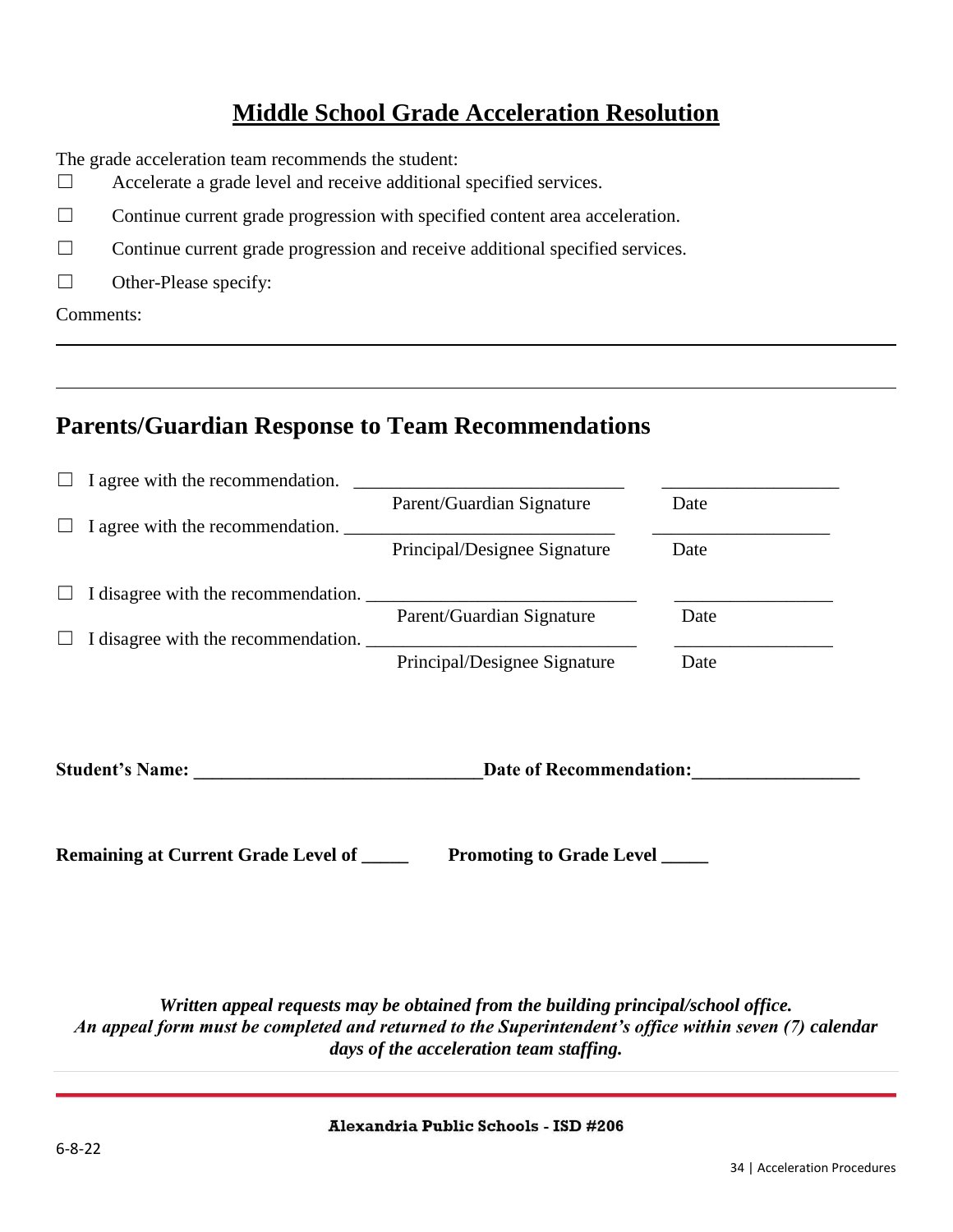# Middle School Grade Acceleration Resolution

The grade acceleration team recommends the student:

☐ Accelerate a grade level and receive additional specified services.

☐ Continue current grade progression with specified content area acceleration.

☐ Continue current grade progression and receive additional specified services.

☐ Other-Please specify:

Comments:

---

---

## Parents/Guardian Response to Team Recommendations

☐ I agree with the recommendation. ____________________________ ____________________
Parent/Guardian Signature Date

☐ I agree with the recommendation. ____________________________ ____________________
Principal/Designee Signature Date

☐ I disagree with the recommendation. ____________________________ __________________
Parent/Guardian Signature Date

☐ I disagree with the recommendation. ____________________________ __________________
Principal/Designee Signature Date

**Student's Name: ______________________________Date of Recommendation:_________________**

**Remaining at Current Grade Level of _____ Promoting to Grade Level _____**

***Written appeal requests may be obtained from the building principal/school office.***
***An appeal form must be completed and returned to the Superintendent's office within seven (7) calendar days of the acceleration team staffing.***

**Alexandria Public Schools - ISD #206**

6-8-22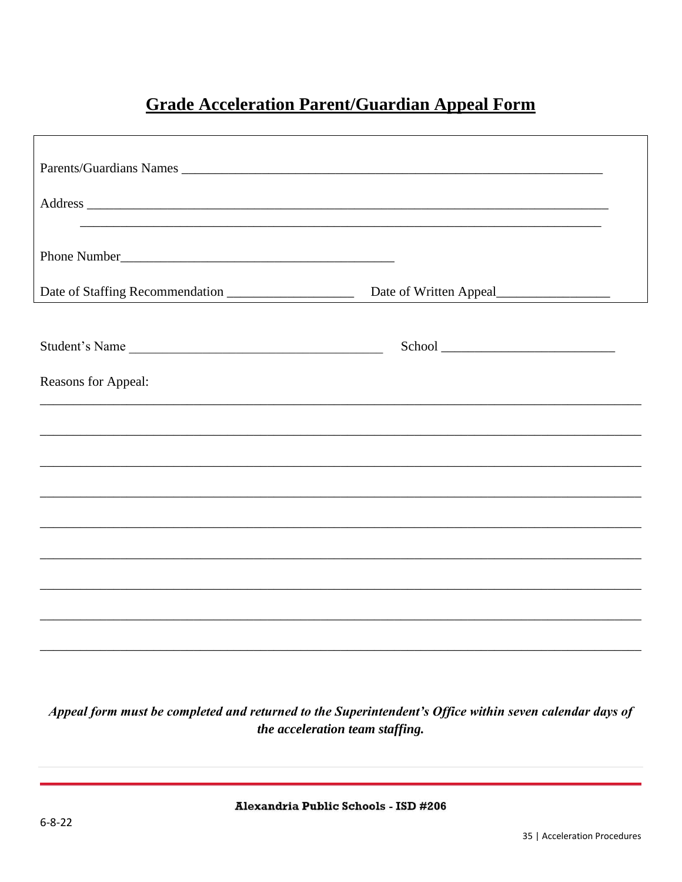# Grade Acceleration Parent/Guardian Appeal Form

Parents/Guardians Names ________________________________________________________________

Address ________________________________________________________________________________

________________________________________________________________________________

Phone Number__________________________________________

Date of Staffing Recommendation ___________________ Date of Written Appeal_________________

Student's Name ______________________________________ School __________________________

Reasons for Appeal:

________________________________________________________________________________

________________________________________________________________________________

________________________________________________________________________________

________________________________________________________________________________

________________________________________________________________________________

________________________________________________________________________________

________________________________________________________________________________

________________________________________________________________________________

________________________________________________________________________________

***Appeal form must be completed and returned to the Superintendent's Office within seven calendar days of the acceleration team staffing.***

**Alexandria Public Schools - ISD #206**

6-8-22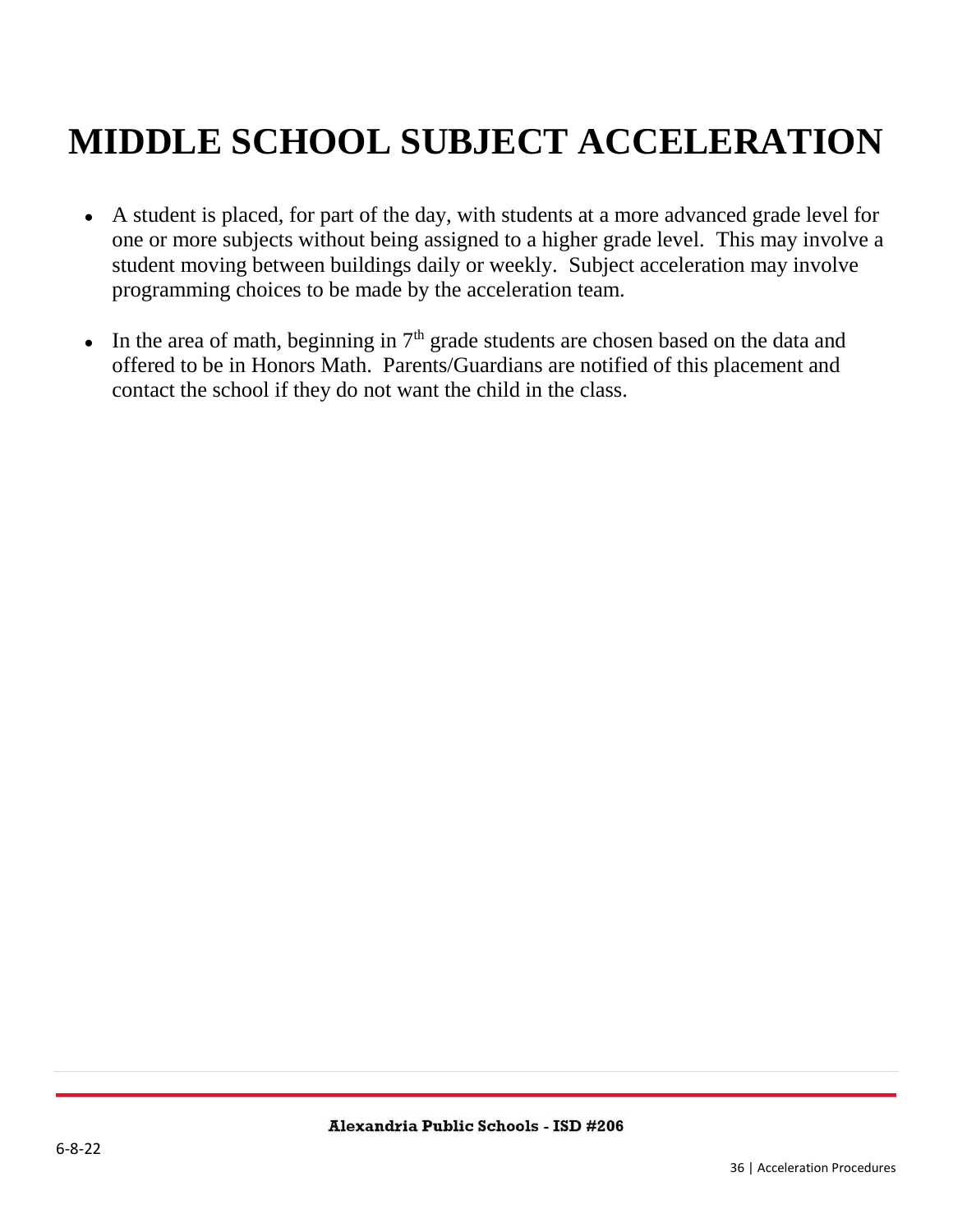# MIDDLE SCHOOL SUBJECT ACCELERATION

- A student is placed, for part of the day, with students at a more advanced grade level for one or more subjects without being assigned to a higher grade level. This may involve a student moving between buildings daily or weekly. Subject acceleration may involve programming choices to be made by the acceleration team.

- In the area of math, beginning in 7th grade students are chosen based on the data and offered to be in Honors Math. Parents/Guardians are notified of this placement and contact the school if they do not want the child in the class.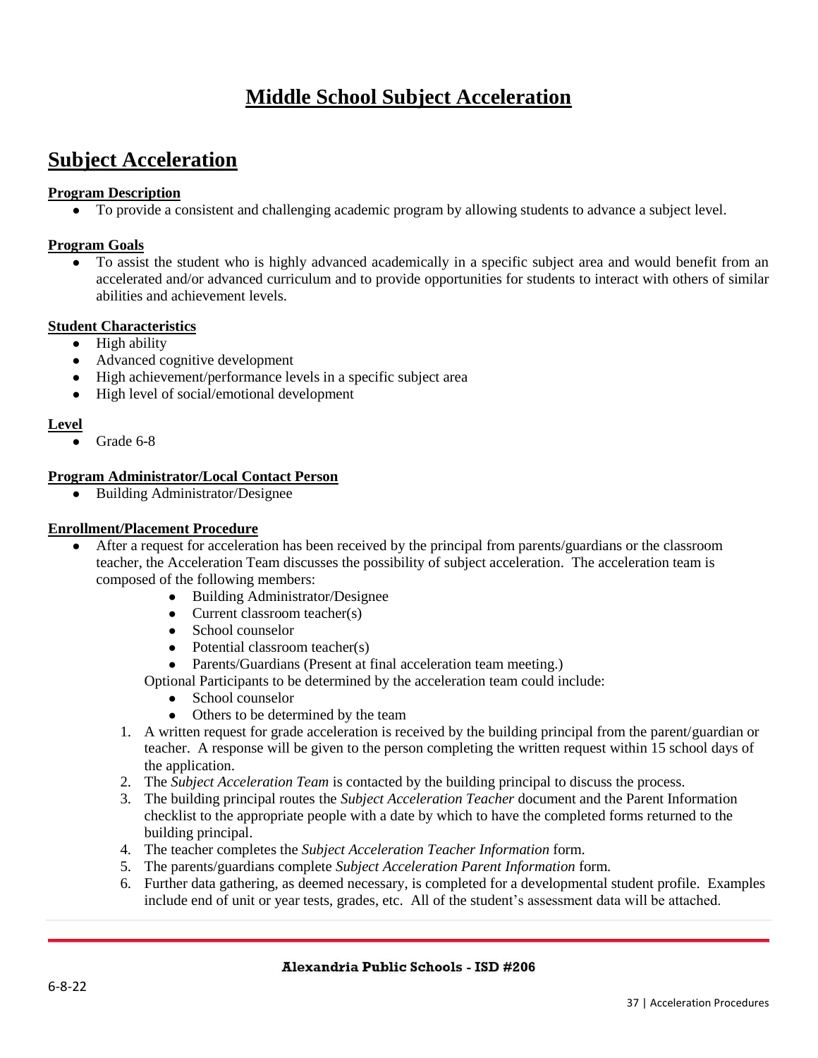# Middle School Subject Acceleration

## Subject Acceleration

**Program Description**

- To provide a consistent and challenging academic program by allowing students to advance a subject level.

**Program Goals**

- To assist the student who is highly advanced academically in a specific subject area and would benefit from an accelerated and/or advanced curriculum and to provide opportunities for students to interact with others of similar abilities and achievement levels.

**Student Characteristics**

- High ability
- Advanced cognitive development
- High achievement/performance levels in a specific subject area
- High level of social/emotional development

**Level**

- Grade 6-8

**Program Administrator/Local Contact Person**

- Building Administrator/Designee

**Enrollment/Placement Procedure**

- After a request for acceleration has been received by the principal from parents/guardians or the classroom teacher, the Acceleration Team discusses the possibility of subject acceleration. The acceleration team is composed of the following members:
  - Building Administrator/Designee
  - Current classroom teacher(s)
  - School counselor
  - Potential classroom teacher(s)
  - Parents/Guardians (Present at final acceleration team meeting.)

  Optional Participants to be determined by the acceleration team could include:
  - School counselor
  - Others to be determined by the team

1. A written request for grade acceleration is received by the building principal from the parent/guardian or teacher. A response will be given to the person completing the written request within 15 school days of the application.
2. The *Subject Acceleration Team* is contacted by the building principal to discuss the process.
3. The building principal routes the *Subject Acceleration Teacher* document and the Parent Information checklist to the appropriate people with a date by which to have the completed forms returned to the building principal.
4. The teacher completes the *Subject Acceleration Teacher Information* form.
5. The parents/guardians complete *Subject Acceleration Parent Information* form.
6. Further data gathering, as deemed necessary, is completed for a developmental student profile. Examples include end of unit or year tests, grades, etc. All of the student's assessment data will be attached.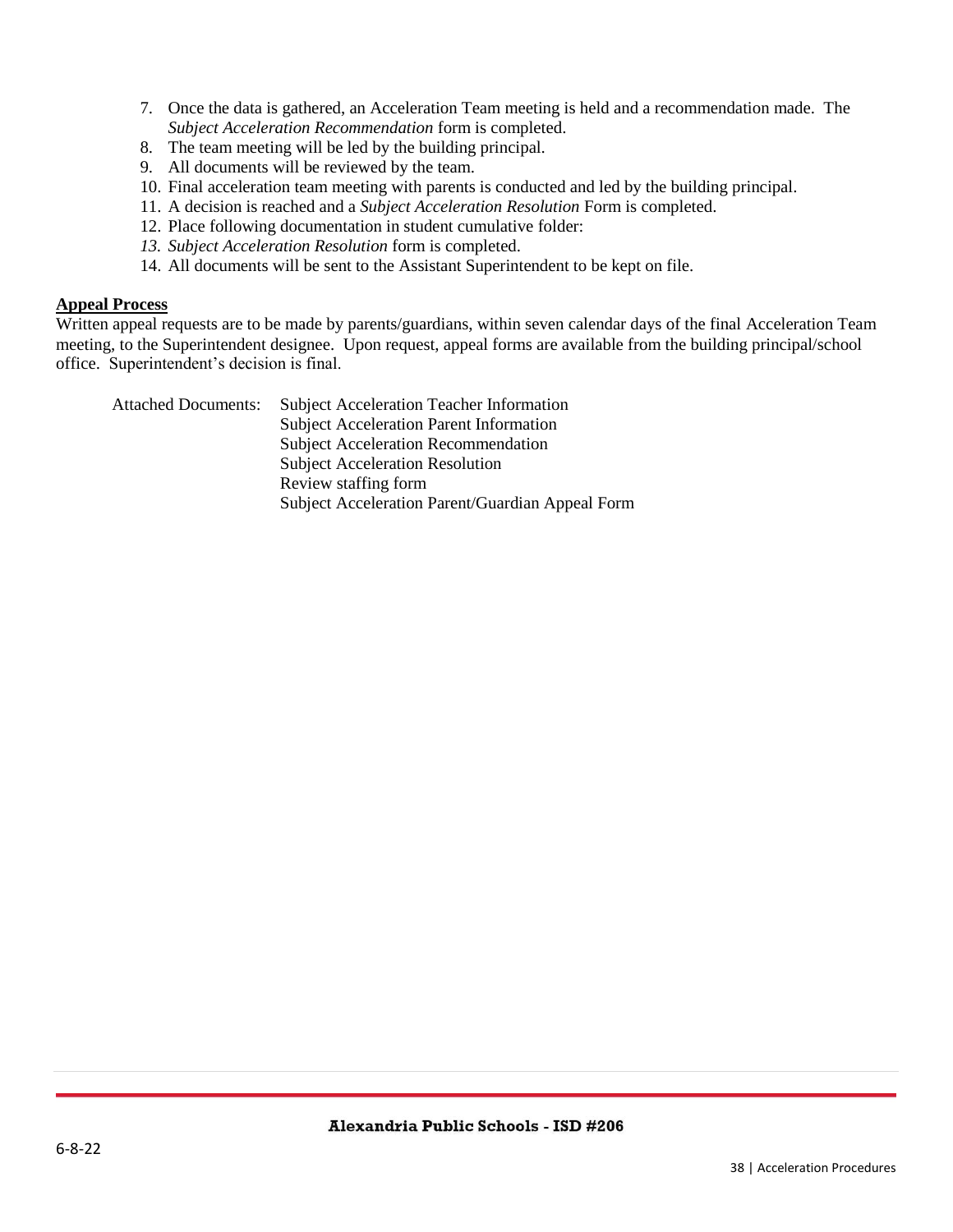7. Once the data is gathered, an Acceleration Team meeting is held and a recommendation made. The *Subject Acceleration Recommendation* form is completed.
8. The team meeting will be led by the building principal.
9. All documents will be reviewed by the team.
10. Final acceleration team meeting with parents is conducted and led by the building principal.
11. A decision is reached and a *Subject Acceleration Resolution* Form is completed.
12. Place following documentation in student cumulative folder:
13. *Subject Acceleration Resolution* form is completed.
14. All documents will be sent to the Assistant Superintendent to be kept on file.

**<u>Appeal Process</u>**

Written appeal requests are to be made by parents/guardians, within seven calendar days of the final Acceleration Team meeting, to the Superintendent designee. Upon request, appeal forms are available from the building principal/school office. Superintendent's decision is final.

Attached Documents:
- Subject Acceleration Teacher Information
- Subject Acceleration Parent Information
- Subject Acceleration Recommendation
- Subject Acceleration Resolution
- Review staffing form
- Subject Acceleration Parent/Guardian Appeal Form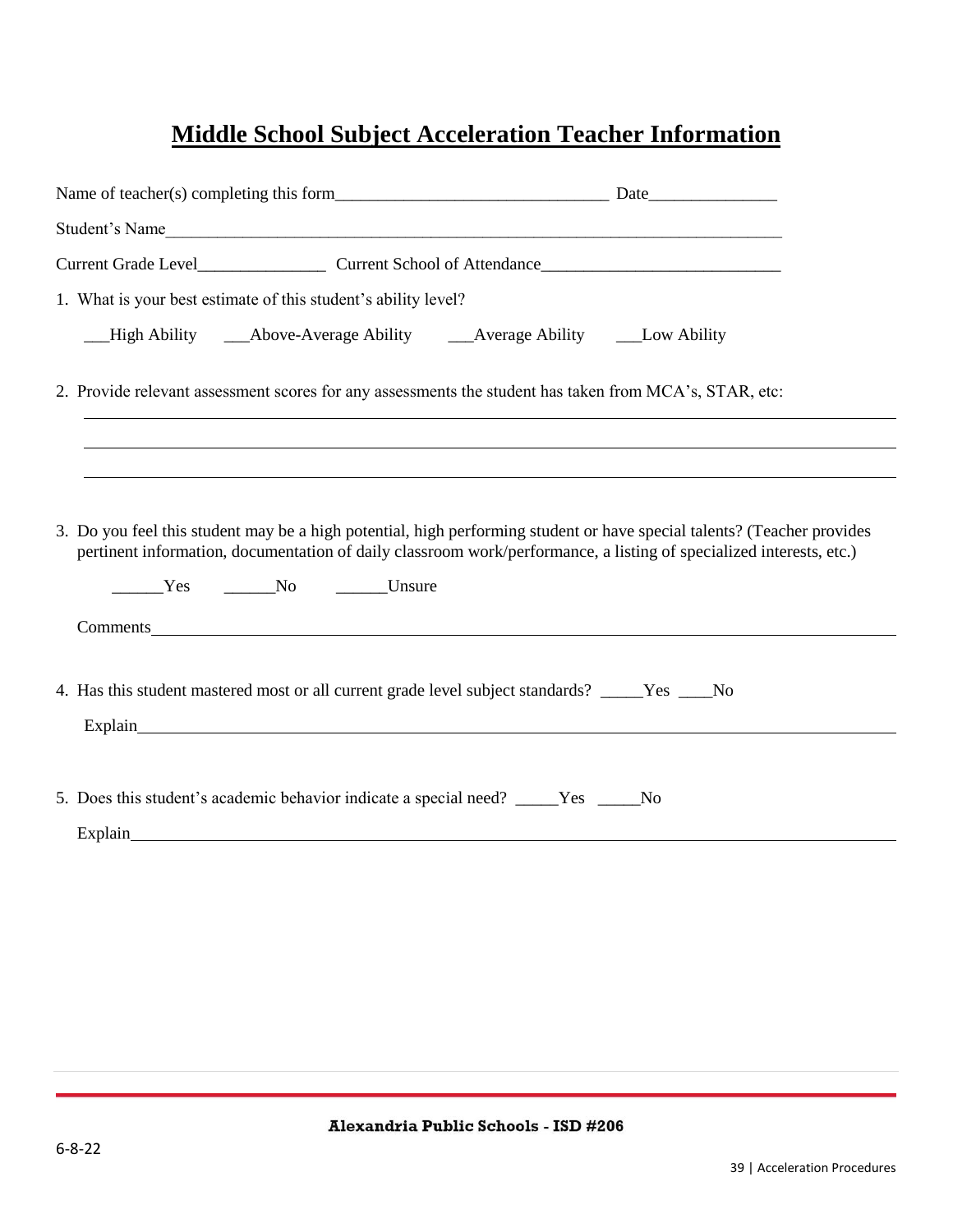# Middle School Subject Acceleration Teacher Information

Name of teacher(s) completing this form________________________________ Date_______________

Student's Name____________________________________________________________________________

Current Grade Level_______________ Current School of Attendance____________________________

1. What is your best estimate of this student's ability level?

   ___High Ability ___Above-Average Ability ___Average Ability ___Low Ability

2. Provide relevant assessment scores for any assessments the student has taken from MCA's, STAR, etc:

   ____________________________________________________________________________

   ____________________________________________________________________________

   ____________________________________________________________________________

3. Do you feel this student may be a high potential, high performing student or have special talents? (Teacher provides pertinent information, documentation of daily classroom work/performance, a listing of specialized interests, etc.)

   ______Yes ______No ______Unsure

   Comments____________________________________________________________________

4. Has this student mastered most or all current grade level subject standards? _____Yes ____No

   Explain______________________________________________________________________

5. Does this student's academic behavior indicate a special need? _____Yes _____No

   Explain______________________________________________________________________

6-8-22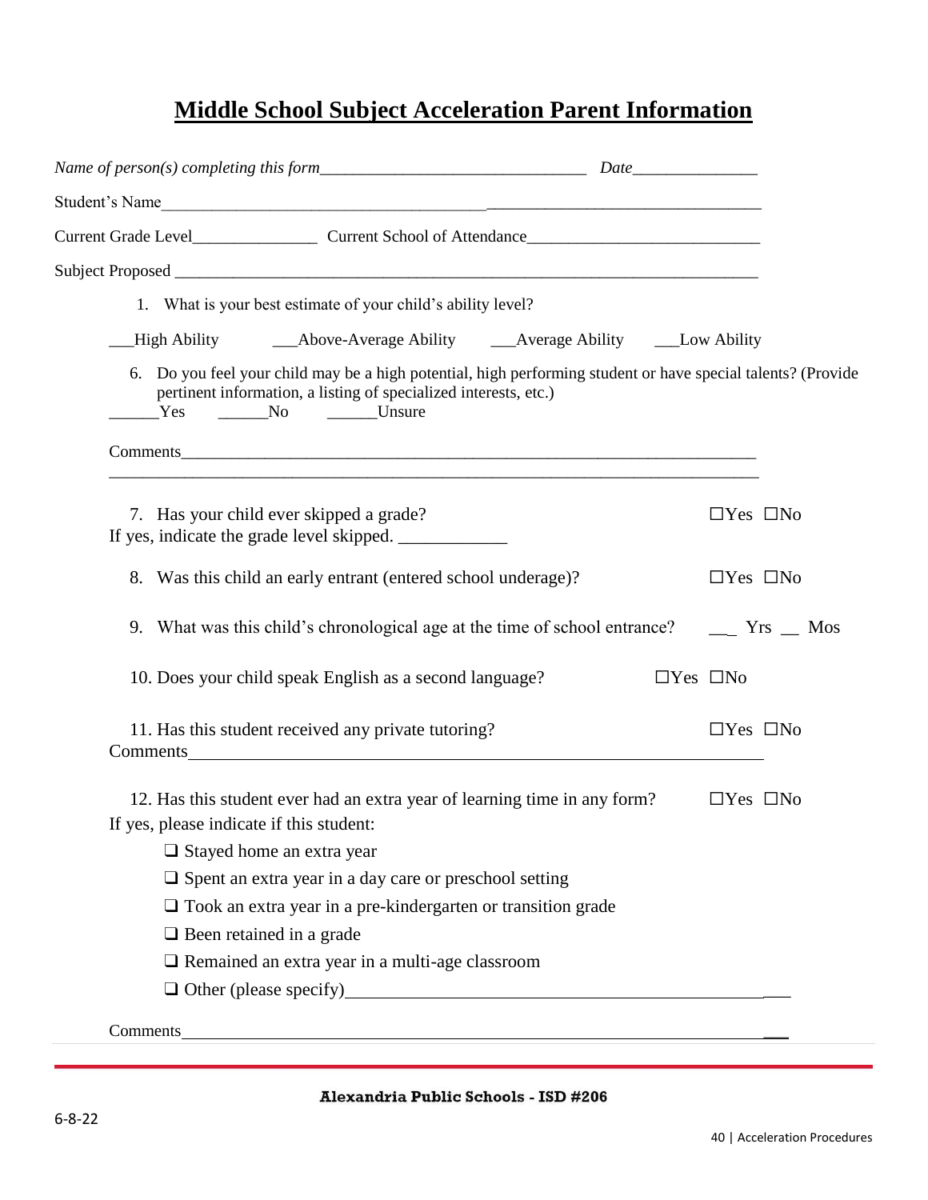# Middle School Subject Acceleration Parent Information

*Name of person(s) completing this form*_______________________________ *Date*_______________

Student's Name_________________________________________________________________

Current Grade Level_______________ Current School of Attendance___________________________

Subject Proposed _______________________________________________________________________

1. What is your best estimate of your child's ability level?

___High Ability ___Above-Average Ability ___Average Ability ___Low Ability

6. Do you feel your child may be a high potential, high performing student or have special talents? (Provide pertinent information, a listing of specialized interests, etc.)

______Yes ______No ______Unsure

Comments_______________________________________________________________________

_______________________________________________________________________________

7. Has your child ever skipped a grade? ☐Yes ☐No

If yes, indicate the grade level skipped. ____________

8. Was this child an early entrant (entered school underage)? ☐Yes ☐No

9. What was this child's chronological age at the time of school entrance? ___ Yrs __ Mos

10. Does your child speak English as a second language? ☐Yes ☐No

11. Has this student received any private tutoring? ☐Yes ☐No

Comments_______________________________________________________________________

12. Has this student ever had an extra year of learning time in any form? ☐Yes ☐No

If yes, please indicate if this student:

- ❑ Stayed home an extra year
- ❑ Spent an extra year in a day care or preschool setting
- ❑ Took an extra year in a pre-kindergarten or transition grade
- ❑ Been retained in a grade
- ❑ Remained an extra year in a multi-age classroom
- ❑ Other (please specify)_______________________________________________

Comments_______________________________________________________________________

Alexandria Public Schools - ISD #206

6-8-22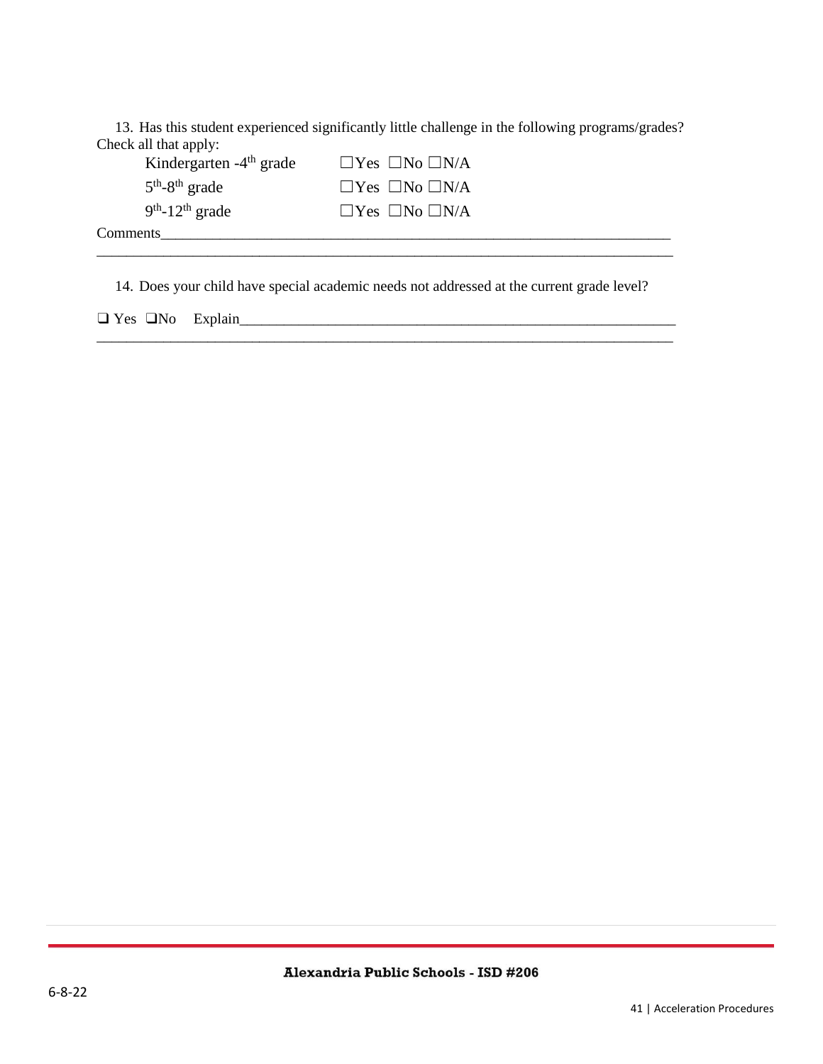13. Has this student experienced significantly little challenge in the following programs/grades? Check all that apply:

| | |
|---|---|
| Kindergarten -4th grade | ☐Yes ☐No ☐N/A |
| 5th-8th grade | ☐Yes ☐No ☐N/A |
| 9th-12th grade | ☐Yes ☐No ☐N/A |

Comments_______________________________________________________________________

_______________________________________________________________________________

14. Does your child have special academic needs not addressed at the current grade level?

❑ Yes ❑No Explain_________________________________________________________

_______________________________________________________________________________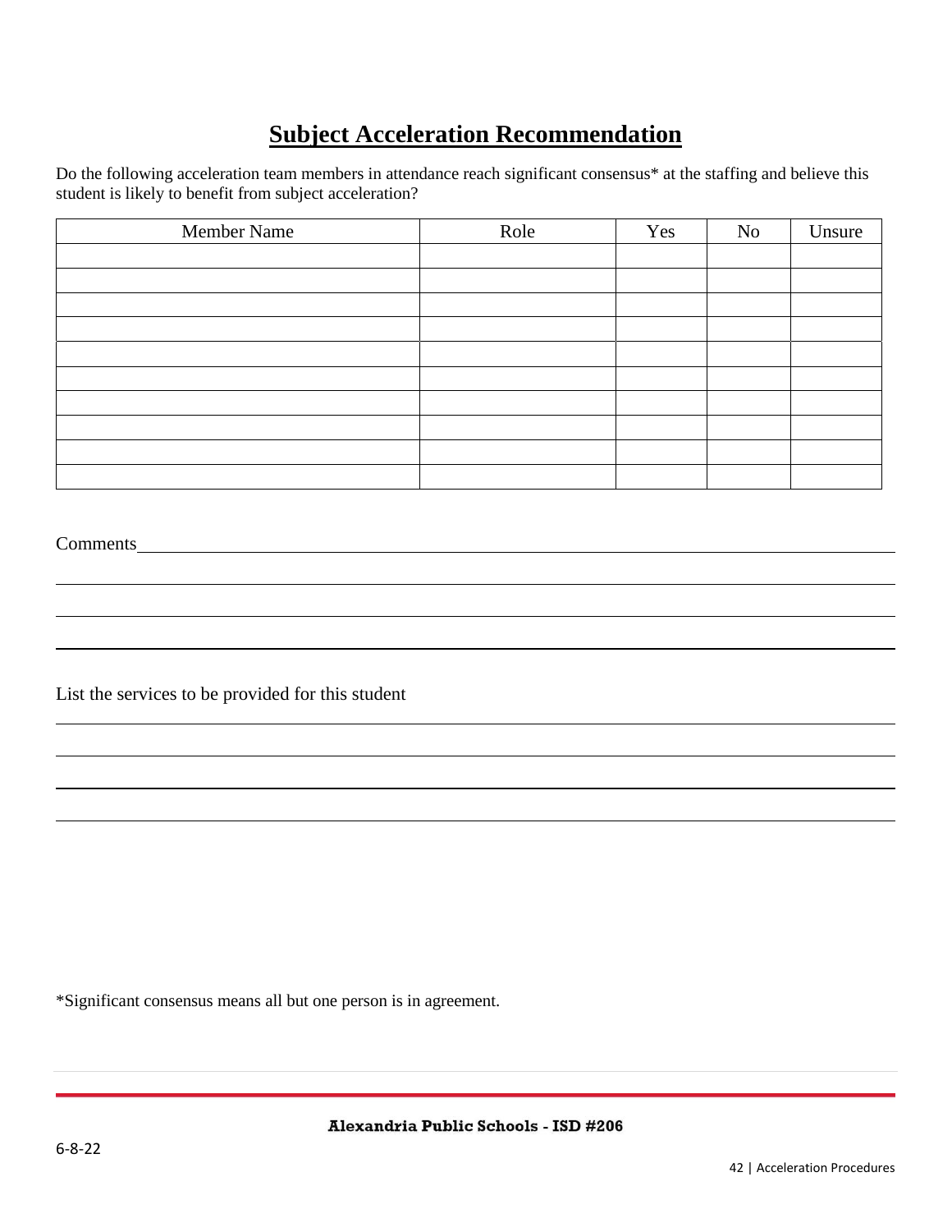# Subject Acceleration Recommendation

Do the following acceleration team members in attendance reach significant consensus* at the staffing and believe this student is likely to benefit from subject acceleration?

| Member Name | Role | Yes | No | Unsure |
|---|---|---|---|---|
| | | | | |
| | | | | |
| | | | | |
| | | | | |
| | | | | |
| | | | | |
| | | | | |
| | | | | |
| | | | | |
| | | | | |

Comments\_\_\_\_\_\_\_\_\_\_\_\_\_\_\_\_\_\_\_\_\_\_\_\_\_\_\_\_\_\_\_\_\_\_\_\_\_\_\_\_\_\_\_\_\_\_\_\_\_\_\_\_\_\_\_\_\_\_\_\_\_\_\_\_\_\_\_\_\_\_\_\_\_\_\_\_\_\_\_\_

\_\_\_\_\_\_\_\_\_\_\_\_\_\_\_\_\_\_\_\_\_\_\_\_\_\_\_\_\_\_\_\_\_\_\_\_\_\_\_\_\_\_\_\_\_\_\_\_\_\_\_\_\_\_\_\_\_\_\_\_\_\_\_\_\_\_\_\_\_\_\_\_\_\_\_\_\_\_\_\_\_\_\_\_\_\_\_\_\_\_

\_\_\_\_\_\_\_\_\_\_\_\_\_\_\_\_\_\_\_\_\_\_\_\_\_\_\_\_\_\_\_\_\_\_\_\_\_\_\_\_\_\_\_\_\_\_\_\_\_\_\_\_\_\_\_\_\_\_\_\_\_\_\_\_\_\_\_\_\_\_\_\_\_\_\_\_\_\_\_\_\_\_\_\_\_\_\_\_\_\_

\_\_\_\_\_\_\_\_\_\_\_\_\_\_\_\_\_\_\_\_\_\_\_\_\_\_\_\_\_\_\_\_\_\_\_\_\_\_\_\_\_\_\_\_\_\_\_\_\_\_\_\_\_\_\_\_\_\_\_\_\_\_\_\_\_\_\_\_\_\_\_\_\_\_\_\_\_\_\_\_\_\_\_\_\_\_\_\_\_\_

List the services to be provided for this student

\_\_\_\_\_\_\_\_\_\_\_\_\_\_\_\_\_\_\_\_\_\_\_\_\_\_\_\_\_\_\_\_\_\_\_\_\_\_\_\_\_\_\_\_\_\_\_\_\_\_\_\_\_\_\_\_\_\_\_\_\_\_\_\_\_\_\_\_\_\_\_\_\_\_\_\_\_\_\_\_\_\_\_\_\_\_\_\_\_\_

\_\_\_\_\_\_\_\_\_\_\_\_\_\_\_\_\_\_\_\_\_\_\_\_\_\_\_\_\_\_\_\_\_\_\_\_\_\_\_\_\_\_\_\_\_\_\_\_\_\_\_\_\_\_\_\_\_\_\_\_\_\_\_\_\_\_\_\_\_\_\_\_\_\_\_\_\_\_\_\_\_\_\_\_\_\_\_\_\_\_

\_\_\_\_\_\_\_\_\_\_\_\_\_\_\_\_\_\_\_\_\_\_\_\_\_\_\_\_\_\_\_\_\_\_\_\_\_\_\_\_\_\_\_\_\_\_\_\_\_\_\_\_\_\_\_\_\_\_\_\_\_\_\_\_\_\_\_\_\_\_\_\_\_\_\_\_\_\_\_\_\_\_\_\_\_\_\_\_\_\_

\_\_\_\_\_\_\_\_\_\_\_\_\_\_\_\_\_\_\_\_\_\_\_\_\_\_\_\_\_\_\_\_\_\_\_\_\_\_\_\_\_\_\_\_\_\_\_\_\_\_\_\_\_\_\_\_\_\_\_\_\_\_\_\_\_\_\_\_\_\_\_\_\_\_\_\_\_\_\_\_\_\_\_\_\_\_\_\_\_\_

*Significant consensus means all but one person is in agreement.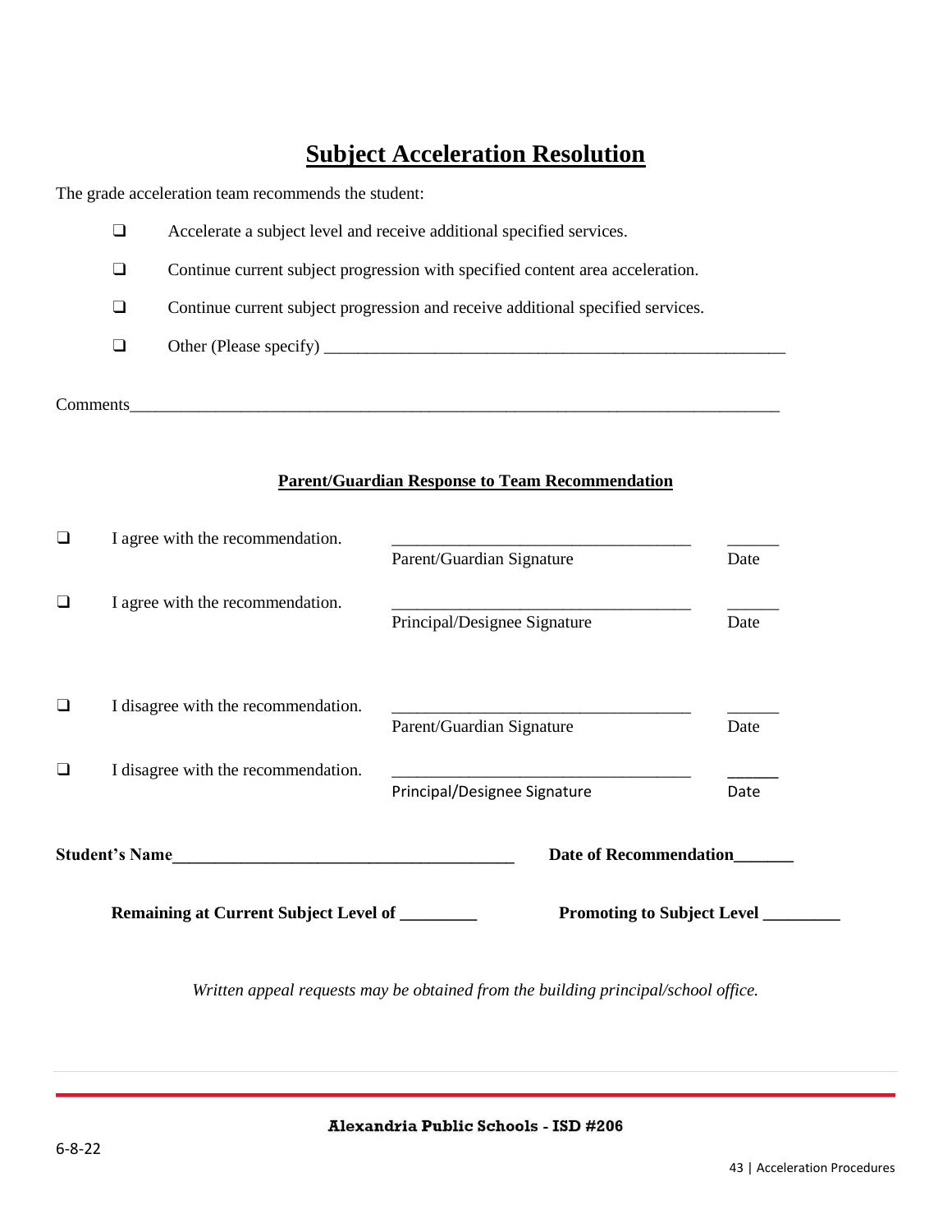# Subject Acceleration Resolution

The grade acceleration team recommends the student:

- ❑ Accelerate a subject level and receive additional specified services.
- ❑ Continue current subject progression with specified content area acceleration.
- ❑ Continue current subject progression and receive additional specified services.
- ❑ Other (Please specify) _______________________________________________________

Comments_____________________________________________________________________________

### Parent/Guardian Response to Team Recommendation

| | | | |
|---|---|---|---|
| ❑ | I agree with the recommendation. | ___________________________________ Parent/Guardian Signature | ______ Date |
| ❑ | I agree with the recommendation. | ___________________________________ Principal/Designee Signature | ______ Date |
| ❑ | I disagree with the recommendation. | ___________________________________ Parent/Guardian Signature | ______ Date |
| ❑ | I disagree with the recommendation. | ___________________________________ Principal/Designee Signature | ______ Date |

**Student's Name________________________________________** **Date of Recommendation_______**

**Remaining at Current Subject Level of ________** **Promoting to Subject Level ________**

*Written appeal requests may be obtained from the building principal/school office.*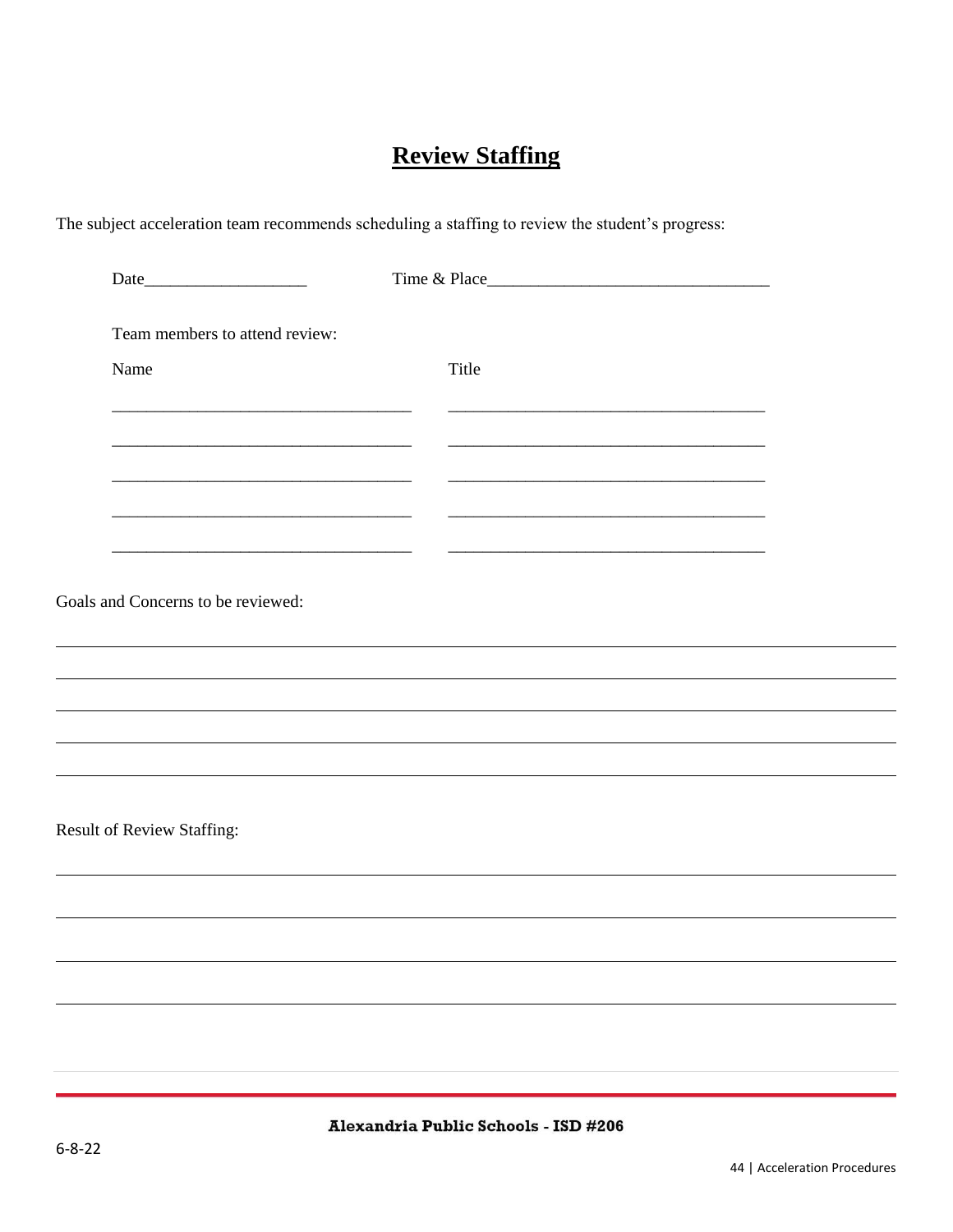# Review Staffing

The subject acceleration team recommends scheduling a staffing to review the student's progress:

Date___________________ Time & Place________________________________

Team members to attend review:

| Name | Title |
| --- | --- |
| ___________________________________ | _____________________________________ |
| ___________________________________ | _____________________________________ |
| ___________________________________ | _____________________________________ |
| ___________________________________ | _____________________________________ |
| ___________________________________ | _____________________________________ |

Goals and Concerns to be reviewed:

______________________________________________________________________________

______________________________________________________________________________

______________________________________________________________________________

______________________________________________________________________________

______________________________________________________________________________

Result of Review Staffing:

______________________________________________________________________________

______________________________________________________________________________

______________________________________________________________________________

______________________________________________________________________________

Alexandria Public Schools - ISD #206

6-8-22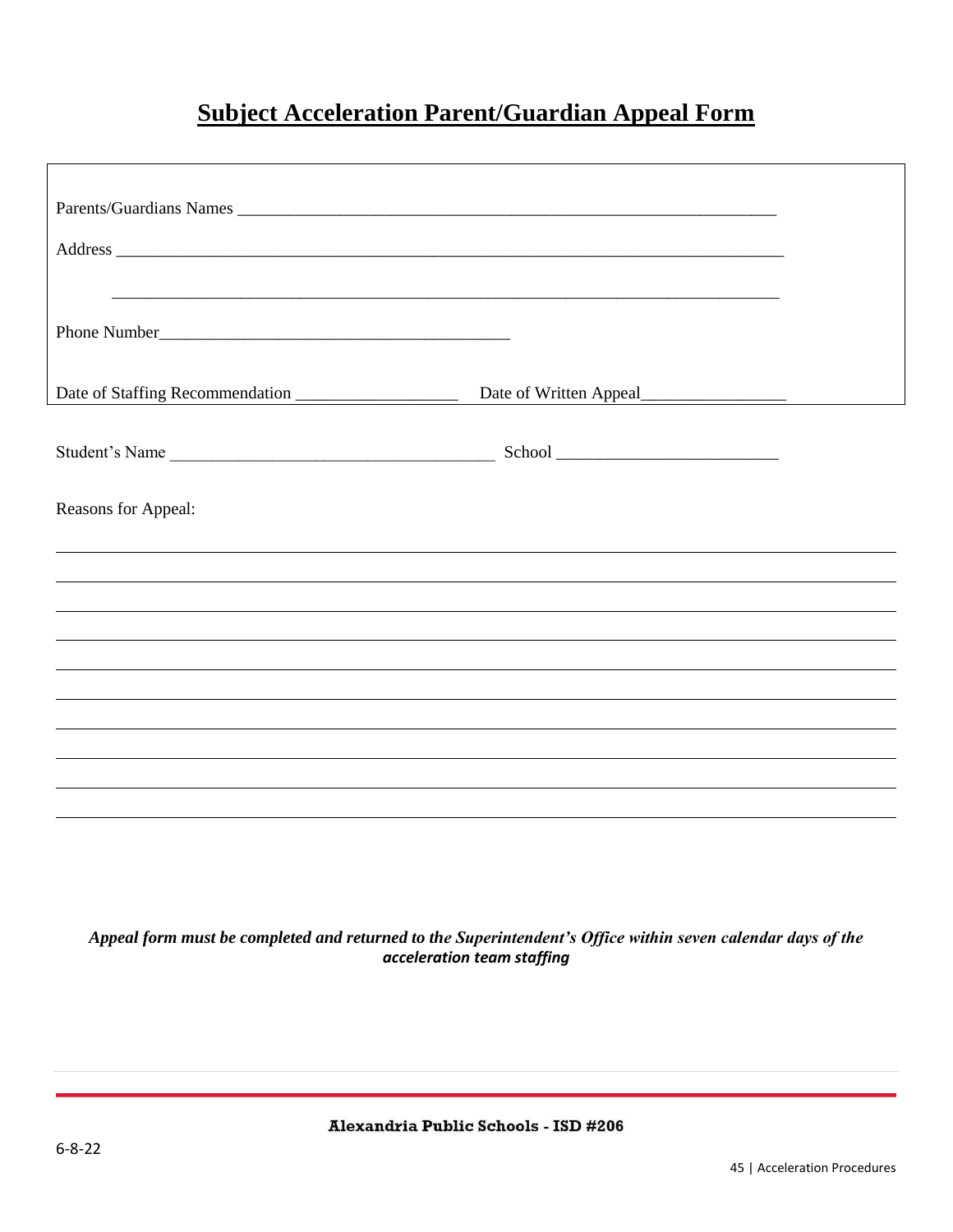# Subject Acceleration Parent/Guardian Appeal Form

Parents/Guardians Names ________________________________________________________________

Address ______________________________________________________________________________

______________________________________________________________________________

Phone Number________________________________________

Date of Staffing Recommendation __________________ Date of Written Appeal________________

Student's Name ____________________________________ School _________________________

Reasons for Appeal:

______________________________________________________________________________

______________________________________________________________________________

______________________________________________________________________________

______________________________________________________________________________

______________________________________________________________________________

______________________________________________________________________________

______________________________________________________________________________

______________________________________________________________________________

______________________________________________________________________________

**_Appeal form must be completed and returned to the Superintendent's Office within seven calendar days of the acceleration team staffing_**

6-8-22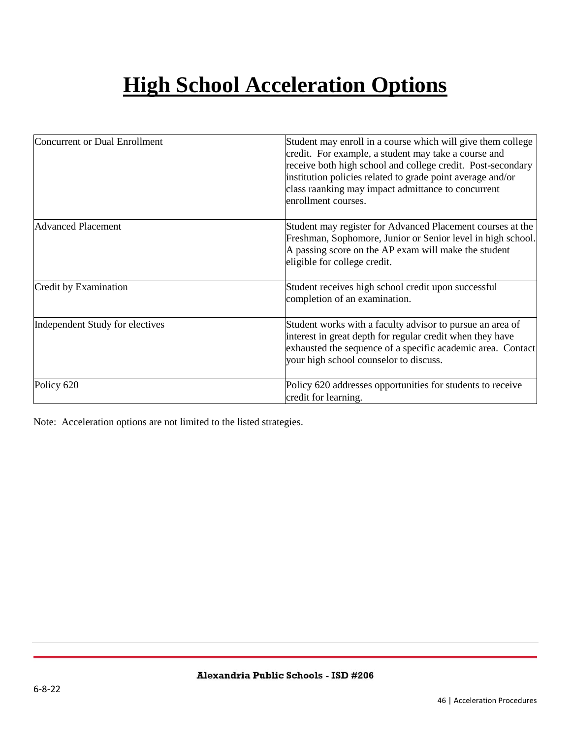# High School Acceleration Options

| | |
|---|---|
| Concurrent or Dual Enrollment | Student may enroll in a course which will give them college credit. For example, a student may take a course and receive both high school and college credit. Post-secondary institution policies related to grade point average and/or class raanking may impact admittance to concurrent enrollment courses. |
| Advanced Placement | Student may register for Advanced Placement courses at the Freshman, Sophomore, Junior or Senior level in high school. A passing score on the AP exam will make the student eligible for college credit. |
| Credit by Examination | Student receives high school credit upon successful completion of an examination. |
| Independent Study for electives | Student works with a faculty advisor to pursue an area of interest in great depth for regular credit when they have exhausted the sequence of a specific academic area. Contact your high school counselor to discuss. |
| Policy 620 | Policy 620 addresses opportunities for students to receive credit for learning. |

Note: Acceleration options are not limited to the listed strategies.